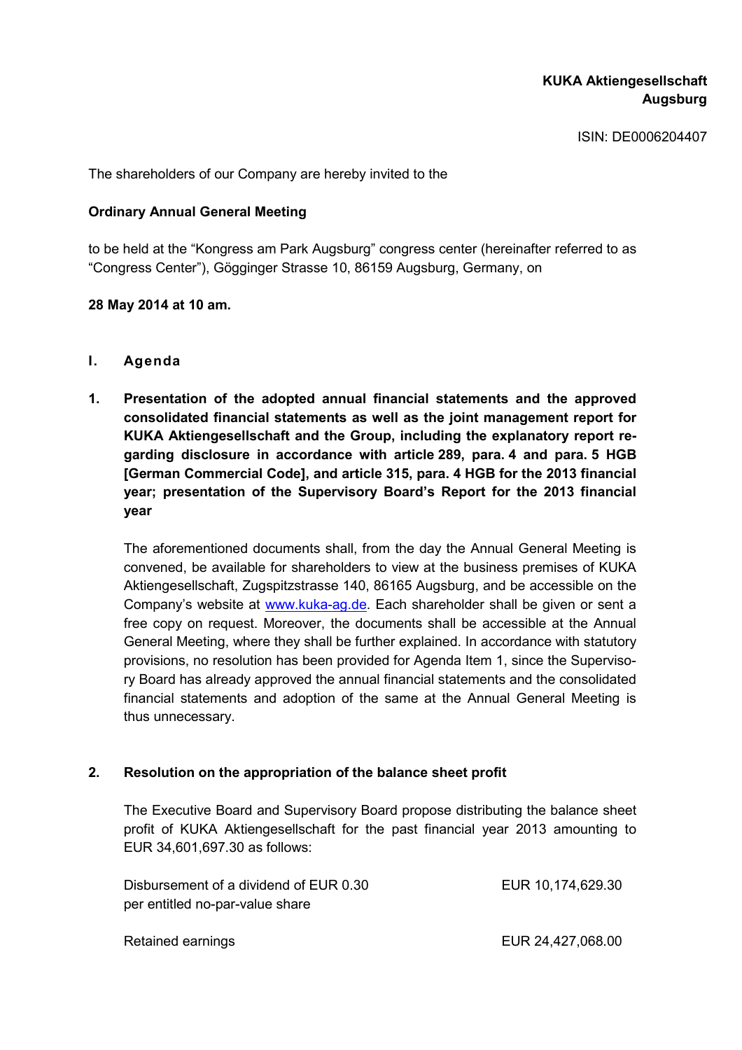**KUKA Aktiengesellschaft**
**Augsburg**

ISIN: DE0006204407

The shareholders of our Company are hereby invited to the

**Ordinary Annual General Meeting**

to be held at the "Kongress am Park Augsburg" congress center (hereinafter referred to as "Congress Center"), Gögginger Strasse 10, 86159 Augsburg, Germany, on

**28 May 2014 at 10 am.**

## I. Agenda

### 1. Presentation of the adopted annual financial statements and the approved consolidated financial statements as well as the joint management report for KUKA Aktiengesellschaft and the Group, including the explanatory report regarding disclosure in accordance with article 289, para. 4 and para. 5 HGB [German Commercial Code], and article 315, para. 4 HGB for the 2013 financial year; presentation of the Supervisory Board's Report for the 2013 financial year

The aforementioned documents shall, from the day the Annual General Meeting is convened, be available for shareholders to view at the business premises of KUKA Aktiengesellschaft, Zugspitzstrasse 140, 86165 Augsburg, and be accessible on the Company's website at www.kuka-ag.de. Each shareholder shall be given or sent a free copy on request. Moreover, the documents shall be accessible at the Annual General Meeting, where they shall be further explained. In accordance with statutory provisions, no resolution has been provided for Agenda Item 1, since the Supervisory Board has already approved the annual financial statements and the consolidated financial statements and adoption of the same at the Annual General Meeting is thus unnecessary.

### 2. Resolution on the appropriation of the balance sheet profit

The Executive Board and Supervisory Board propose distributing the balance sheet profit of KUKA Aktiengesellschaft for the past financial year 2013 amounting to EUR 34,601,697.30 as follows:

| | |
|---|---|
| Disbursement of a dividend of EUR 0.30 per entitled no-par-value share | EUR 10,174,629.30 |
| Retained earnings | EUR 24,427,068.00 |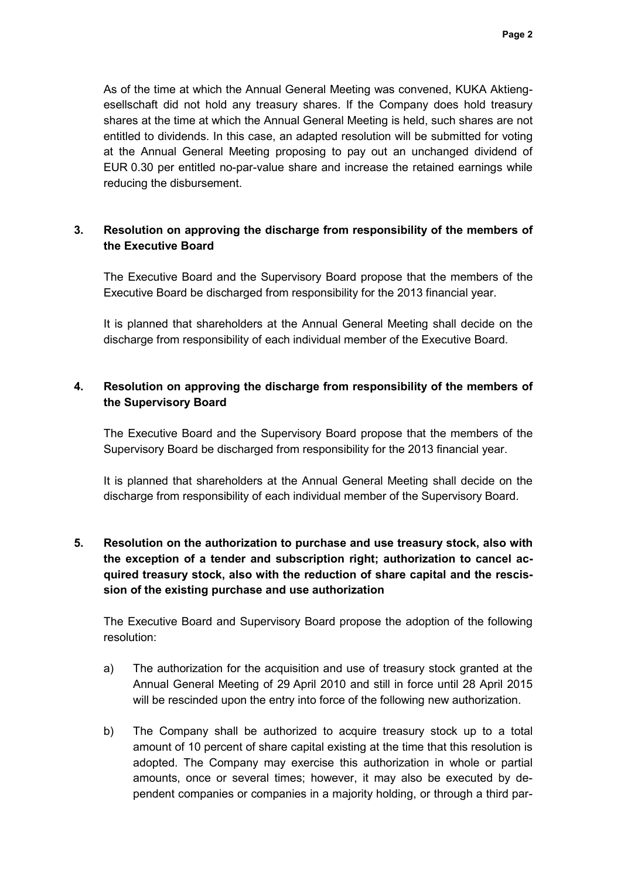As of the time at which the Annual General Meeting was convened, KUKA Aktiengesellschaft did not hold any treasury shares. If the Company does hold treasury shares at the time at which the Annual General Meeting is held, such shares are not entitled to dividends. In this case, an adapted resolution will be submitted for voting at the Annual General Meeting proposing to pay out an unchanged dividend of EUR 0.30 per entitled no-par-value share and increase the retained earnings while reducing the disbursement.

## 3. Resolution on approving the discharge from responsibility of the members of the Executive Board

The Executive Board and the Supervisory Board propose that the members of the Executive Board be discharged from responsibility for the 2013 financial year.

It is planned that shareholders at the Annual General Meeting shall decide on the discharge from responsibility of each individual member of the Executive Board.

## 4. Resolution on approving the discharge from responsibility of the members of the Supervisory Board

The Executive Board and the Supervisory Board propose that the members of the Supervisory Board be discharged from responsibility for the 2013 financial year.

It is planned that shareholders at the Annual General Meeting shall decide on the discharge from responsibility of each individual member of the Supervisory Board.

## 5. Resolution on the authorization to purchase and use treasury stock, also with the exception of a tender and subscription right; authorization to cancel acquired treasury stock, also with the reduction of share capital and the rescission of the existing purchase and use authorization

The Executive Board and Supervisory Board propose the adoption of the following resolution:

a) The authorization for the acquisition and use of treasury stock granted at the Annual General Meeting of 29 April 2010 and still in force until 28 April 2015 will be rescinded upon the entry into force of the following new authorization.

b) The Company shall be authorized to acquire treasury stock up to a total amount of 10 percent of share capital existing at the time that this resolution is adopted. The Company may exercise this authorization in whole or partial amounts, once or several times; however, it may also be executed by dependent companies or companies in a majority holding, or through a third par-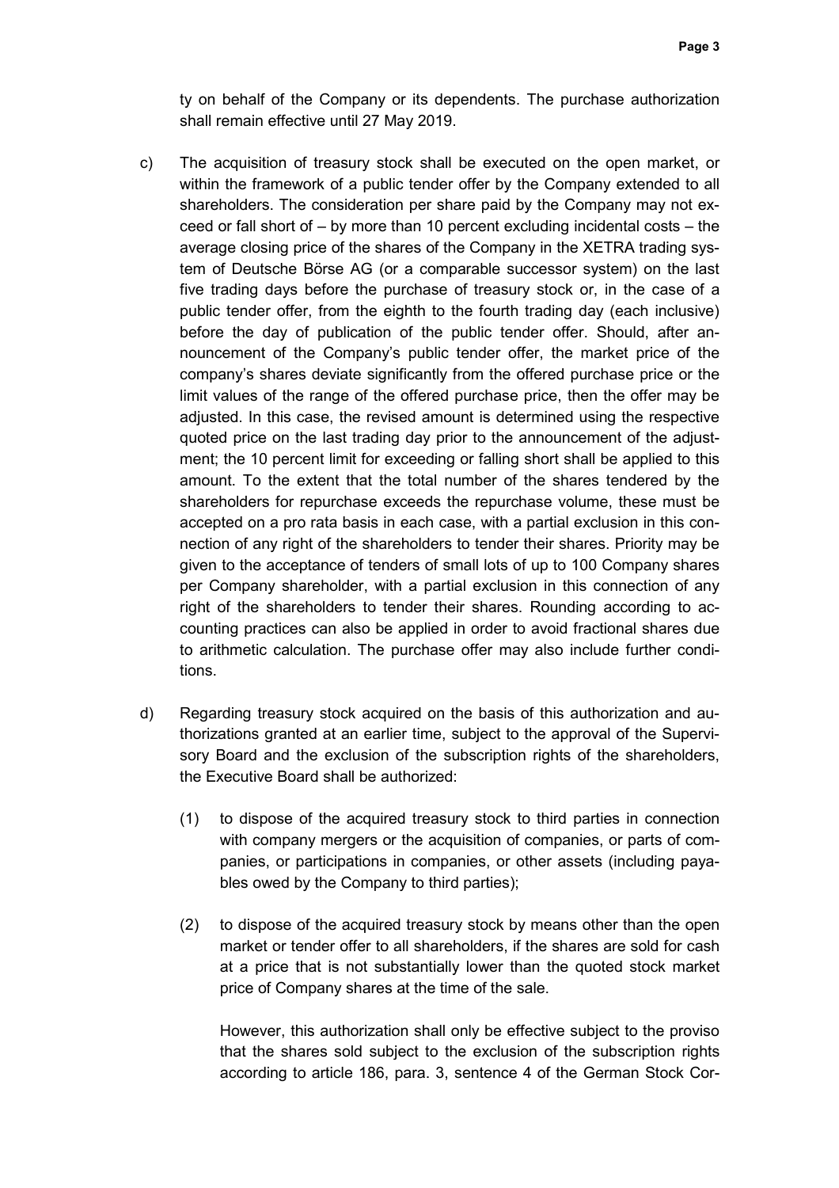ty on behalf of the Company or its dependents. The purchase authorization shall remain effective until 27 May 2019.

c) The acquisition of treasury stock shall be executed on the open market, or within the framework of a public tender offer by the Company extended to all shareholders. The consideration per share paid by the Company may not exceed or fall short of – by more than 10 percent excluding incidental costs – the average closing price of the shares of the Company in the XETRA trading system of Deutsche Börse AG (or a comparable successor system) on the last five trading days before the purchase of treasury stock or, in the case of a public tender offer, from the eighth to the fourth trading day (each inclusive) before the day of publication of the public tender offer. Should, after announcement of the Company's public tender offer, the market price of the company's shares deviate significantly from the offered purchase price or the limit values of the range of the offered purchase price, then the offer may be adjusted. In this case, the revised amount is determined using the respective quoted price on the last trading day prior to the announcement of the adjustment; the 10 percent limit for exceeding or falling short shall be applied to this amount. To the extent that the total number of the shares tendered by the shareholders for repurchase exceeds the repurchase volume, these must be accepted on a pro rata basis in each case, with a partial exclusion in this connection of any right of the shareholders to tender their shares. Priority may be given to the acceptance of tenders of small lots of up to 100 Company shares per Company shareholder, with a partial exclusion in this connection of any right of the shareholders to tender their shares. Rounding according to accounting practices can also be applied in order to avoid fractional shares due to arithmetic calculation. The purchase offer may also include further conditions.

d) Regarding treasury stock acquired on the basis of this authorization and authorizations granted at an earlier time, subject to the approval of the Supervisory Board and the exclusion of the subscription rights of the shareholders, the Executive Board shall be authorized:

   (1) to dispose of the acquired treasury stock to third parties in connection with company mergers or the acquisition of companies, or parts of companies, or participations in companies, or other assets (including payables owed by the Company to third parties);

   (2) to dispose of the acquired treasury stock by means other than the open market or tender offer to all shareholders, if the shares are sold for cash at a price that is not substantially lower than the quoted stock market price of Company shares at the time of the sale.

   However, this authorization shall only be effective subject to the proviso that the shares sold subject to the exclusion of the subscription rights according to article 186, para. 3, sentence 4 of the German Stock Cor-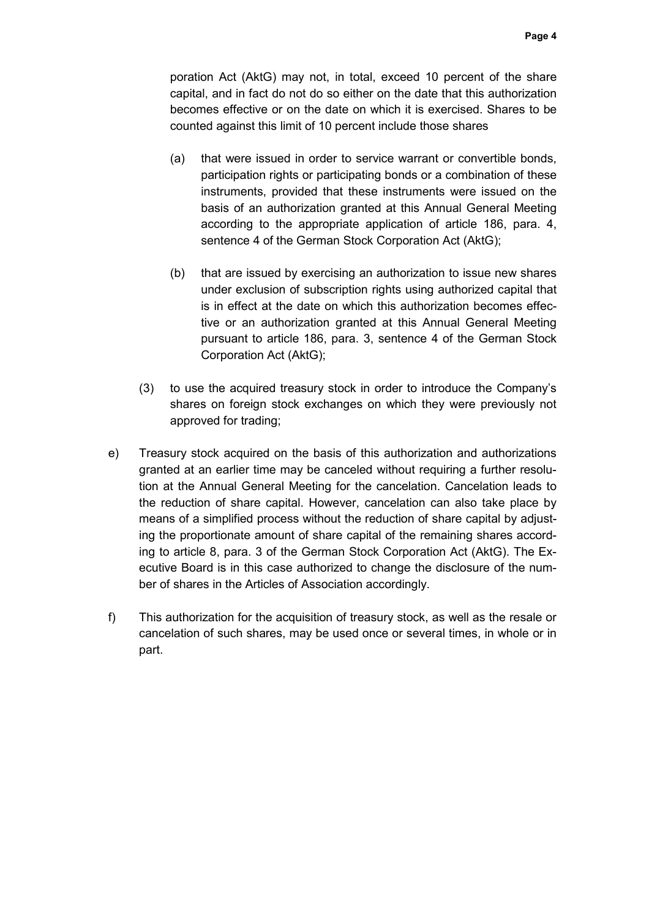poration Act (AktG) may not, in total, exceed 10 percent of the share capital, and in fact do not do so either on the date that this authorization becomes effective or on the date on which it is exercised. Shares to be counted against this limit of 10 percent include those shares

(a) that were issued in order to service warrant or convertible bonds, participation rights or participating bonds or a combination of these instruments, provided that these instruments were issued on the basis of an authorization granted at this Annual General Meeting according to the appropriate application of article 186, para. 4, sentence 4 of the German Stock Corporation Act (AktG);

(b) that are issued by exercising an authorization to issue new shares under exclusion of subscription rights using authorized capital that is in effect at the date on which this authorization becomes effective or an authorization granted at this Annual General Meeting pursuant to article 186, para. 3, sentence 4 of the German Stock Corporation Act (AktG);

(3) to use the acquired treasury stock in order to introduce the Company's shares on foreign stock exchanges on which they were previously not approved for trading;

e) Treasury stock acquired on the basis of this authorization and authorizations granted at an earlier time may be canceled without requiring a further resolution at the Annual General Meeting for the cancelation. Cancelation leads to the reduction of share capital. However, cancelation can also take place by means of a simplified process without the reduction of share capital by adjusting the proportionate amount of share capital of the remaining shares according to article 8, para. 3 of the German Stock Corporation Act (AktG). The Executive Board is in this case authorized to change the disclosure of the number of shares in the Articles of Association accordingly.

f) This authorization for the acquisition of treasury stock, as well as the resale or cancelation of such shares, may be used once or several times, in whole or in part.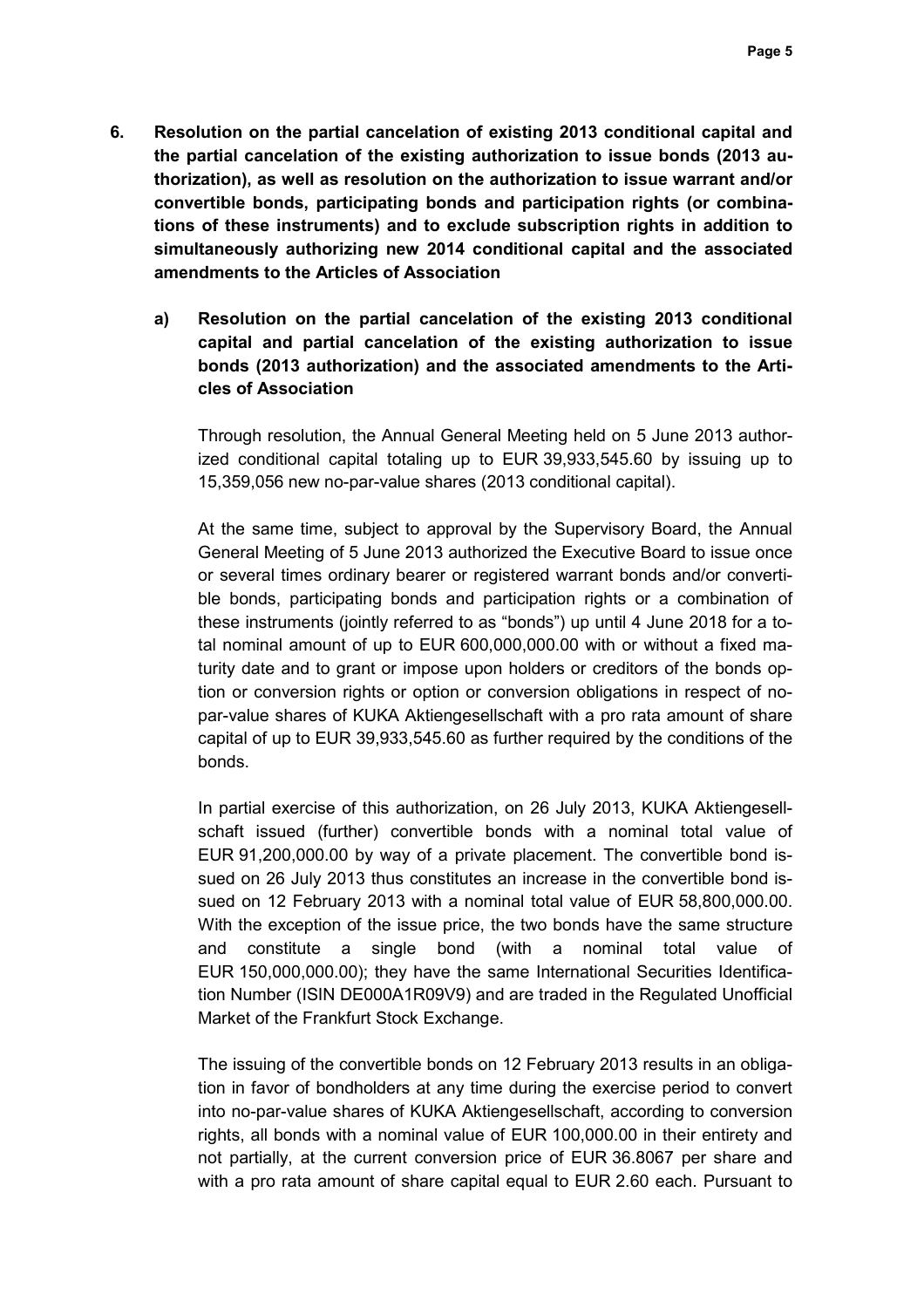**6. Resolution on the partial cancelation of existing 2013 conditional capital and the partial cancelation of the existing authorization to issue bonds (2013 authorization), as well as resolution on the authorization to issue warrant and/or convertible bonds, participating bonds and participation rights (or combinations of these instruments) and to exclude subscription rights in addition to simultaneously authorizing new 2014 conditional capital and the associated amendments to the Articles of Association**

**a) Resolution on the partial cancelation of the existing 2013 conditional capital and partial cancelation of the existing authorization to issue bonds (2013 authorization) and the associated amendments to the Articles of Association**

Through resolution, the Annual General Meeting held on 5 June 2013 authorized conditional capital totaling up to EUR 39,933,545.60 by issuing up to 15,359,056 new no-par-value shares (2013 conditional capital).

At the same time, subject to approval by the Supervisory Board, the Annual General Meeting of 5 June 2013 authorized the Executive Board to issue once or several times ordinary bearer or registered warrant bonds and/or convertible bonds, participating bonds and participation rights or a combination of these instruments (jointly referred to as "bonds") up until 4 June 2018 for a total nominal amount of up to EUR 600,000,000.00 with or without a fixed maturity date and to grant or impose upon holders or creditors of the bonds option or conversion rights or option or conversion obligations in respect of no-par-value shares of KUKA Aktiengesellschaft with a pro rata amount of share capital of up to EUR 39,933,545.60 as further required by the conditions of the bonds.

In partial exercise of this authorization, on 26 July 2013, KUKA Aktiengesellschaft issued (further) convertible bonds with a nominal total value of EUR 91,200,000.00 by way of a private placement. The convertible bond issued on 26 July 2013 thus constitutes an increase in the convertible bond issued on 12 February 2013 with a nominal total value of EUR 58,800,000.00. With the exception of the issue price, the two bonds have the same structure and constitute a single bond (with a nominal total value of EUR 150,000,000.00); they have the same International Securities Identification Number (ISIN DE000A1R09V9) and are traded in the Regulated Unofficial Market of the Frankfurt Stock Exchange.

The issuing of the convertible bonds on 12 February 2013 results in an obligation in favor of bondholders at any time during the exercise period to convert into no-par-value shares of KUKA Aktiengesellschaft, according to conversion rights, all bonds with a nominal value of EUR 100,000.00 in their entirety and not partially, at the current conversion price of EUR 36.8067 per share and with a pro rata amount of share capital equal to EUR 2.60 each. Pursuant to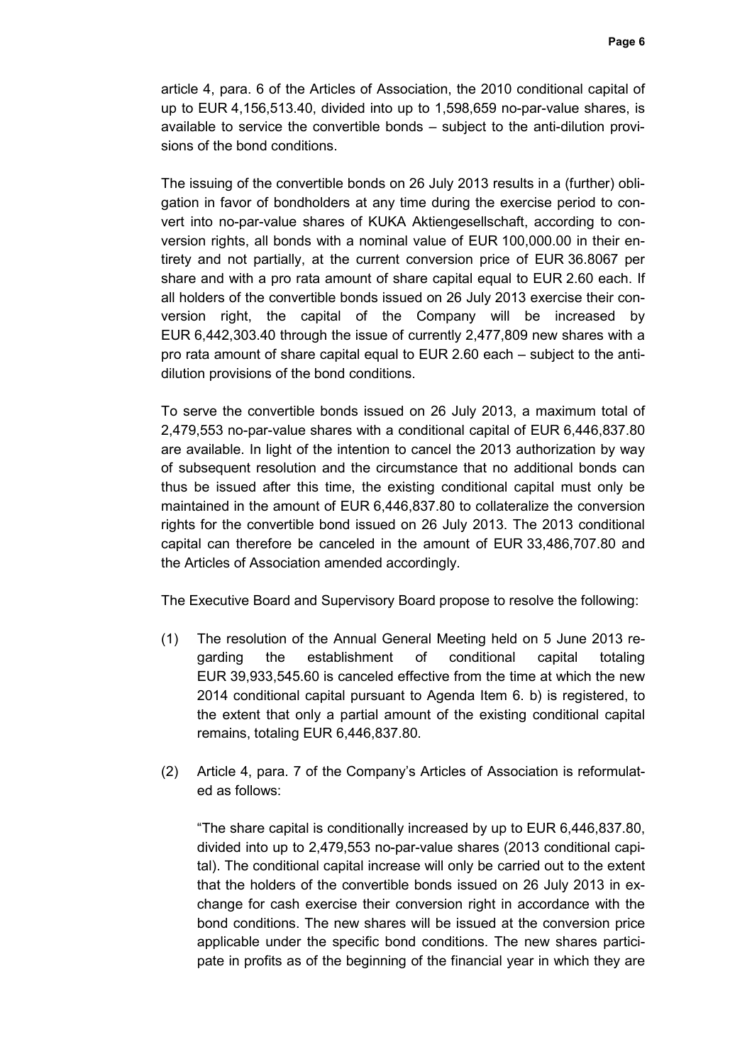article 4, para. 6 of the Articles of Association, the 2010 conditional capital of up to EUR 4,156,513.40, divided into up to 1,598,659 no-par-value shares, is available to service the convertible bonds – subject to the anti-dilution provisions of the bond conditions.

The issuing of the convertible bonds on 26 July 2013 results in a (further) obligation in favor of bondholders at any time during the exercise period to convert into no-par-value shares of KUKA Aktiengesellschaft, according to conversion rights, all bonds with a nominal value of EUR 100,000.00 in their entirety and not partially, at the current conversion price of EUR 36.8067 per share and with a pro rata amount of share capital equal to EUR 2.60 each. If all holders of the convertible bonds issued on 26 July 2013 exercise their conversion right, the capital of the Company will be increased by EUR 6,442,303.40 through the issue of currently 2,477,809 new shares with a pro rata amount of share capital equal to EUR 2.60 each – subject to the anti-dilution provisions of the bond conditions.

To serve the convertible bonds issued on 26 July 2013, a maximum total of 2,479,553 no-par-value shares with a conditional capital of EUR 6,446,837.80 are available. In light of the intention to cancel the 2013 authorization by way of subsequent resolution and the circumstance that no additional bonds can thus be issued after this time, the existing conditional capital must only be maintained in the amount of EUR 6,446,837.80 to collateralize the conversion rights for the convertible bond issued on 26 July 2013. The 2013 conditional capital can therefore be canceled in the amount of EUR 33,486,707.80 and the Articles of Association amended accordingly.

The Executive Board and Supervisory Board propose to resolve the following:

(1) The resolution of the Annual General Meeting held on 5 June 2013 regarding the establishment of conditional capital totaling EUR 39,933,545.60 is canceled effective from the time at which the new 2014 conditional capital pursuant to Agenda Item 6. b) is registered, to the extent that only a partial amount of the existing conditional capital remains, totaling EUR 6,446,837.80.

(2) Article 4, para. 7 of the Company's Articles of Association is reformulated as follows:

"The share capital is conditionally increased by up to EUR 6,446,837.80, divided into up to 2,479,553 no-par-value shares (2013 conditional capital). The conditional capital increase will only be carried out to the extent that the holders of the convertible bonds issued on 26 July 2013 in exchange for cash exercise their conversion right in accordance with the bond conditions. The new shares will be issued at the conversion price applicable under the specific bond conditions. The new shares participate in profits as of the beginning of the financial year in which they are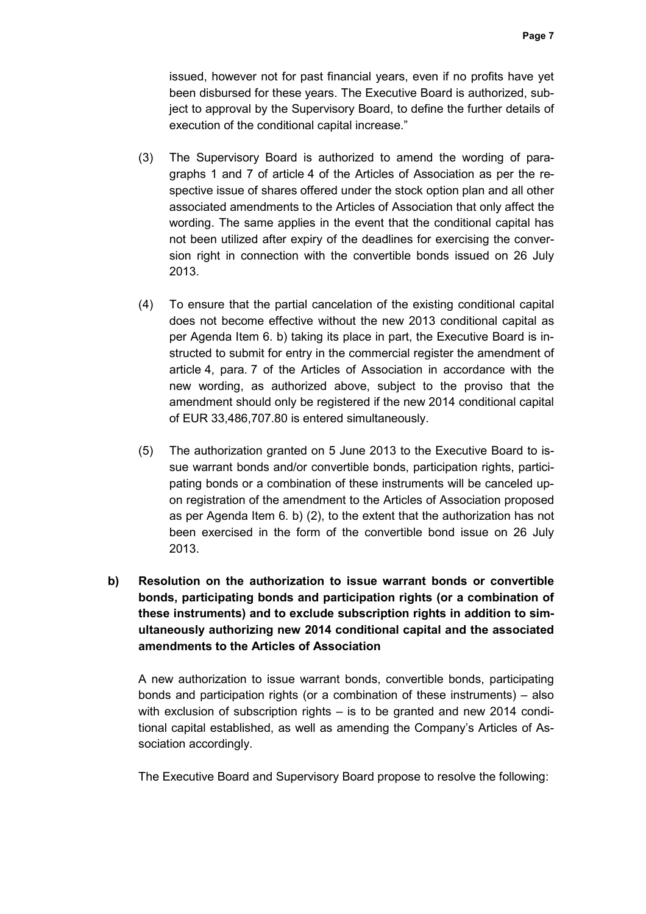issued, however not for past financial years, even if no profits have yet been disbursed for these years. The Executive Board is authorized, subject to approval by the Supervisory Board, to define the further details of execution of the conditional capital increase."

(3) The Supervisory Board is authorized to amend the wording of paragraphs 1 and 7 of article 4 of the Articles of Association as per the respective issue of shares offered under the stock option plan and all other associated amendments to the Articles of Association that only affect the wording. The same applies in the event that the conditional capital has not been utilized after expiry of the deadlines for exercising the conversion right in connection with the convertible bonds issued on 26 July 2013.

(4) To ensure that the partial cancelation of the existing conditional capital does not become effective without the new 2013 conditional capital as per Agenda Item 6. b) taking its place in part, the Executive Board is instructed to submit for entry in the commercial register the amendment of article 4, para. 7 of the Articles of Association in accordance with the new wording, as authorized above, subject to the proviso that the amendment should only be registered if the new 2014 conditional capital of EUR 33,486,707.80 is entered simultaneously.

(5) The authorization granted on 5 June 2013 to the Executive Board to issue warrant bonds and/or convertible bonds, participation rights, participating bonds or a combination of these instruments will be canceled upon registration of the amendment to the Articles of Association proposed as per Agenda Item 6. b) (2), to the extent that the authorization has not been exercised in the form of the convertible bond issue on 26 July 2013.

**b) Resolution on the authorization to issue warrant bonds or convertible bonds, participating bonds and participation rights (or a combination of these instruments) and to exclude subscription rights in addition to simultaneously authorizing new 2014 conditional capital and the associated amendments to the Articles of Association**

A new authorization to issue warrant bonds, convertible bonds, participating bonds and participation rights (or a combination of these instruments) – also with exclusion of subscription rights – is to be granted and new 2014 conditional capital established, as well as amending the Company's Articles of Association accordingly.

The Executive Board and Supervisory Board propose to resolve the following: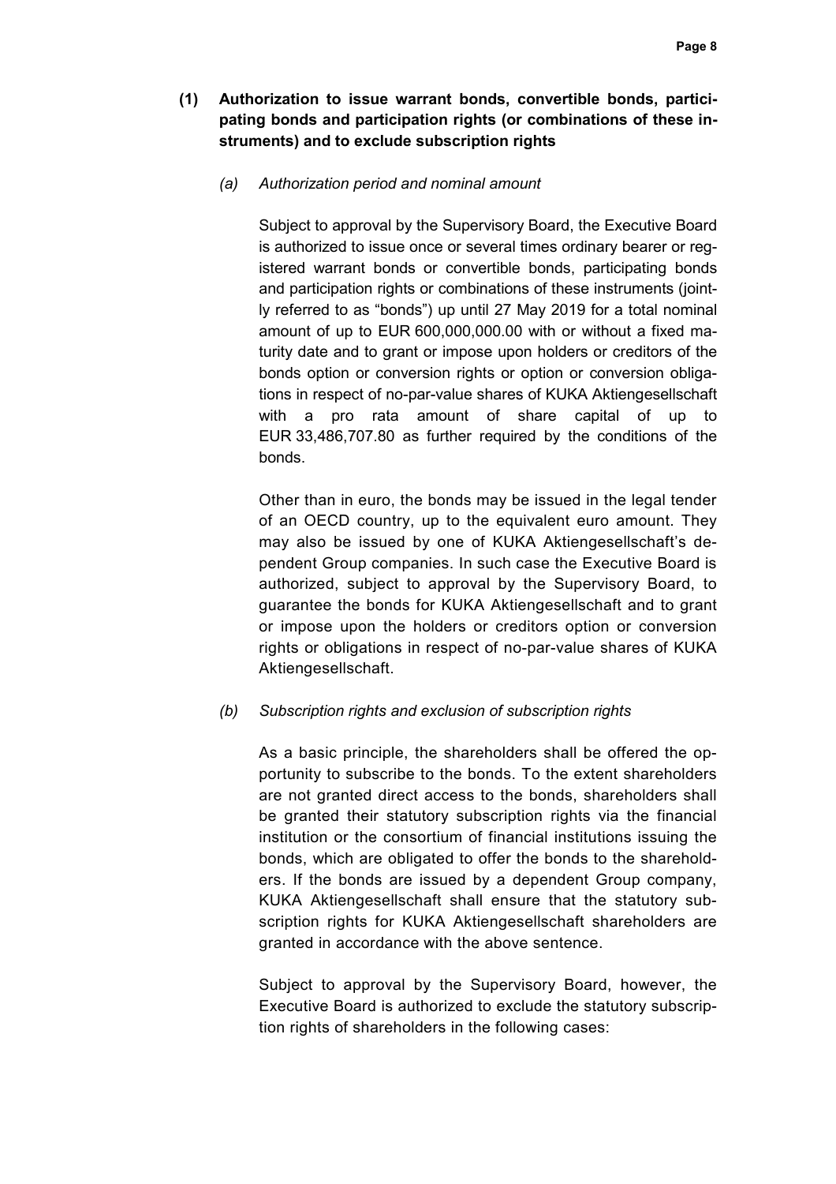**(1) Authorization to issue warrant bonds, convertible bonds, participating bonds and participation rights (or combinations of these instruments) and to exclude subscription rights**

*(a) Authorization period and nominal amount*

Subject to approval by the Supervisory Board, the Executive Board is authorized to issue once or several times ordinary bearer or registered warrant bonds or convertible bonds, participating bonds and participation rights or combinations of these instruments (jointly referred to as "bonds") up until 27 May 2019 for a total nominal amount of up to EUR 600,000,000.00 with or without a fixed maturity date and to grant or impose upon holders or creditors of the bonds option or conversion rights or option or conversion obligations in respect of no-par-value shares of KUKA Aktiengesellschaft with a pro rata amount of share capital of up to EUR 33,486,707.80 as further required by the conditions of the bonds.

Other than in euro, the bonds may be issued in the legal tender of an OECD country, up to the equivalent euro amount. They may also be issued by one of KUKA Aktiengesellschaft's dependent Group companies. In such case the Executive Board is authorized, subject to approval by the Supervisory Board, to guarantee the bonds for KUKA Aktiengesellschaft and to grant or impose upon the holders or creditors option or conversion rights or obligations in respect of no-par-value shares of KUKA Aktiengesellschaft.

*(b) Subscription rights and exclusion of subscription rights*

As a basic principle, the shareholders shall be offered the opportunity to subscribe to the bonds. To the extent shareholders are not granted direct access to the bonds, shareholders shall be granted their statutory subscription rights via the financial institution or the consortium of financial institutions issuing the bonds, which are obligated to offer the bonds to the shareholders. If the bonds are issued by a dependent Group company, KUKA Aktiengesellschaft shall ensure that the statutory subscription rights for KUKA Aktiengesellschaft shareholders are granted in accordance with the above sentence.

Subject to approval by the Supervisory Board, however, the Executive Board is authorized to exclude the statutory subscription rights of shareholders in the following cases: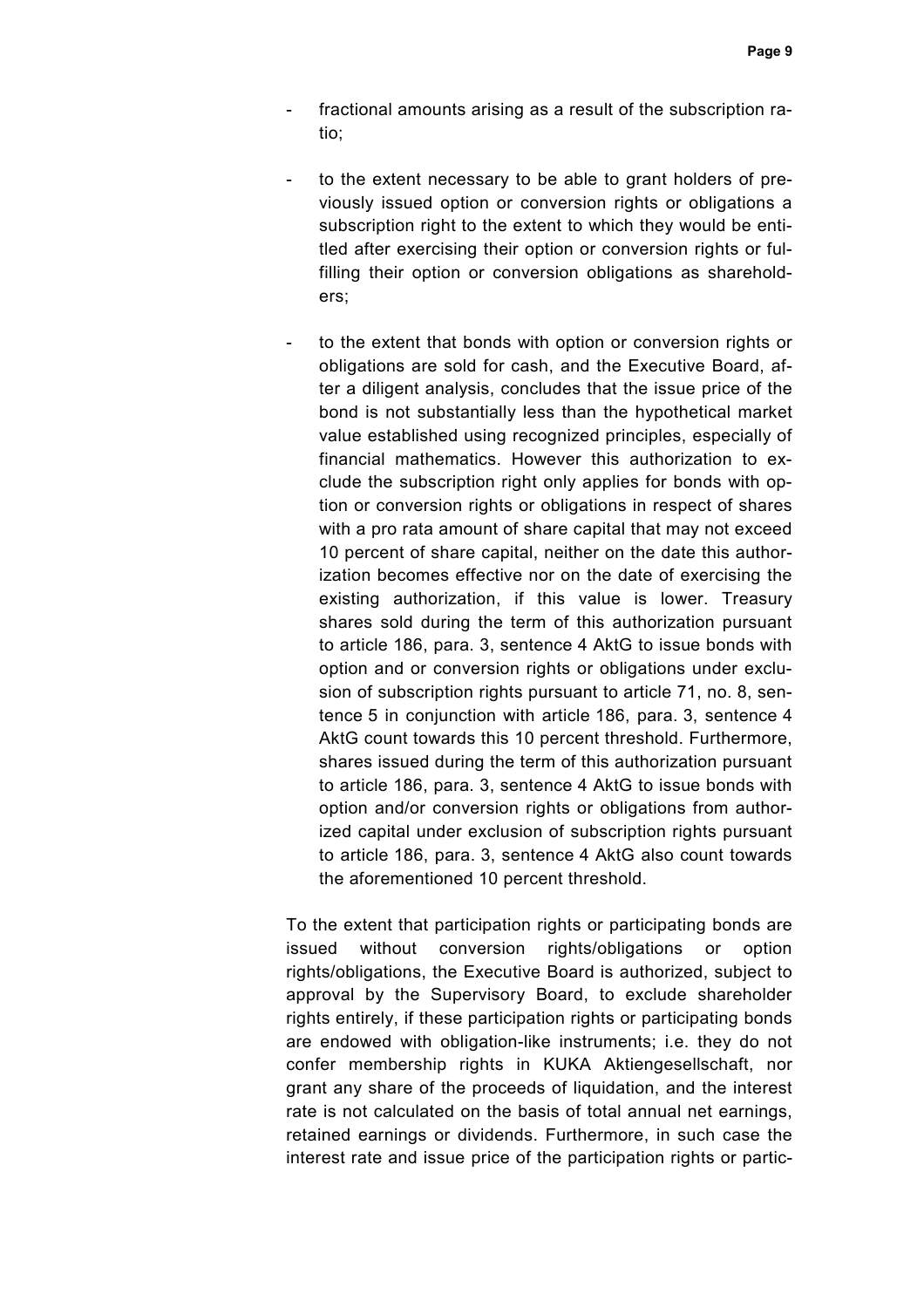- fractional amounts arising as a result of the subscription ratio;

- to the extent necessary to be able to grant holders of previously issued option or conversion rights or obligations a subscription right to the extent to which they would be entitled after exercising their option or conversion rights or fulfilling their option or conversion obligations as shareholders;

- to the extent that bonds with option or conversion rights or obligations are sold for cash, and the Executive Board, after a diligent analysis, concludes that the issue price of the bond is not substantially less than the hypothetical market value established using recognized principles, especially of financial mathematics. However this authorization to exclude the subscription right only applies for bonds with option or conversion rights or obligations in respect of shares with a pro rata amount of share capital that may not exceed 10 percent of share capital, neither on the date this authorization becomes effective nor on the date of exercising the existing authorization, if this value is lower. Treasury shares sold during the term of this authorization pursuant to article 186, para. 3, sentence 4 AktG to issue bonds with option and or conversion rights or obligations under exclusion of subscription rights pursuant to article 71, no. 8, sentence 5 in conjunction with article 186, para. 3, sentence 4 AktG count towards this 10 percent threshold. Furthermore, shares issued during the term of this authorization pursuant to article 186, para. 3, sentence 4 AktG to issue bonds with option and/or conversion rights or obligations from authorized capital under exclusion of subscription rights pursuant to article 186, para. 3, sentence 4 AktG also count towards the aforementioned 10 percent threshold.

To the extent that participation rights or participating bonds are issued without conversion rights/obligations or option rights/obligations, the Executive Board is authorized, subject to approval by the Supervisory Board, to exclude shareholder rights entirely, if these participation rights or participating bonds are endowed with obligation-like instruments; i.e. they do not confer membership rights in KUKA Aktiengesellschaft, nor grant any share of the proceeds of liquidation, and the interest rate is not calculated on the basis of total annual net earnings, retained earnings or dividends. Furthermore, in such case the interest rate and issue price of the participation rights or partic-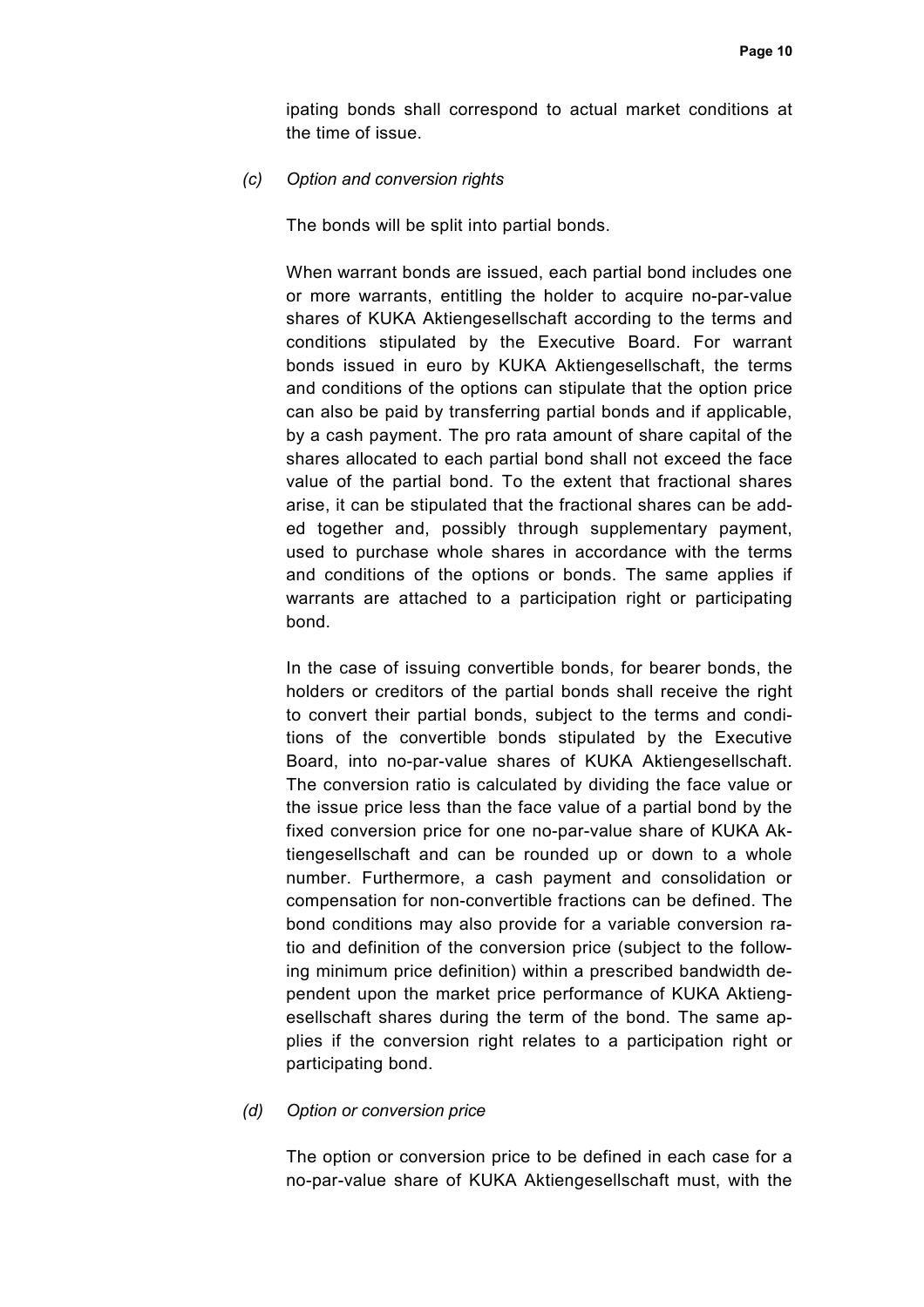ipating bonds shall correspond to actual market conditions at the time of issue.

*(c) Option and conversion rights*

The bonds will be split into partial bonds.

When warrant bonds are issued, each partial bond includes one or more warrants, entitling the holder to acquire no-par-value shares of KUKA Aktiengesellschaft according to the terms and conditions stipulated by the Executive Board. For warrant bonds issued in euro by KUKA Aktiengesellschaft, the terms and conditions of the options can stipulate that the option price can also be paid by transferring partial bonds and if applicable, by a cash payment. The pro rata amount of share capital of the shares allocated to each partial bond shall not exceed the face value of the partial bond. To the extent that fractional shares arise, it can be stipulated that the fractional shares can be added together and, possibly through supplementary payment, used to purchase whole shares in accordance with the terms and conditions of the options or bonds. The same applies if warrants are attached to a participation right or participating bond.

In the case of issuing convertible bonds, for bearer bonds, the holders or creditors of the partial bonds shall receive the right to convert their partial bonds, subject to the terms and conditions of the convertible bonds stipulated by the Executive Board, into no-par-value shares of KUKA Aktiengesellschaft. The conversion ratio is calculated by dividing the face value or the issue price less than the face value of a partial bond by the fixed conversion price for one no-par-value share of KUKA Aktiengesellschaft and can be rounded up or down to a whole number. Furthermore, a cash payment and consolidation or compensation for non-convertible fractions can be defined. The bond conditions may also provide for a variable conversion ratio and definition of the conversion price (subject to the following minimum price definition) within a prescribed bandwidth dependent upon the market price performance of KUKA Aktiengesellschaft shares during the term of the bond. The same applies if the conversion right relates to a participation right or participating bond.

*(d) Option or conversion price*

The option or conversion price to be defined in each case for a no-par-value share of KUKA Aktiengesellschaft must, with the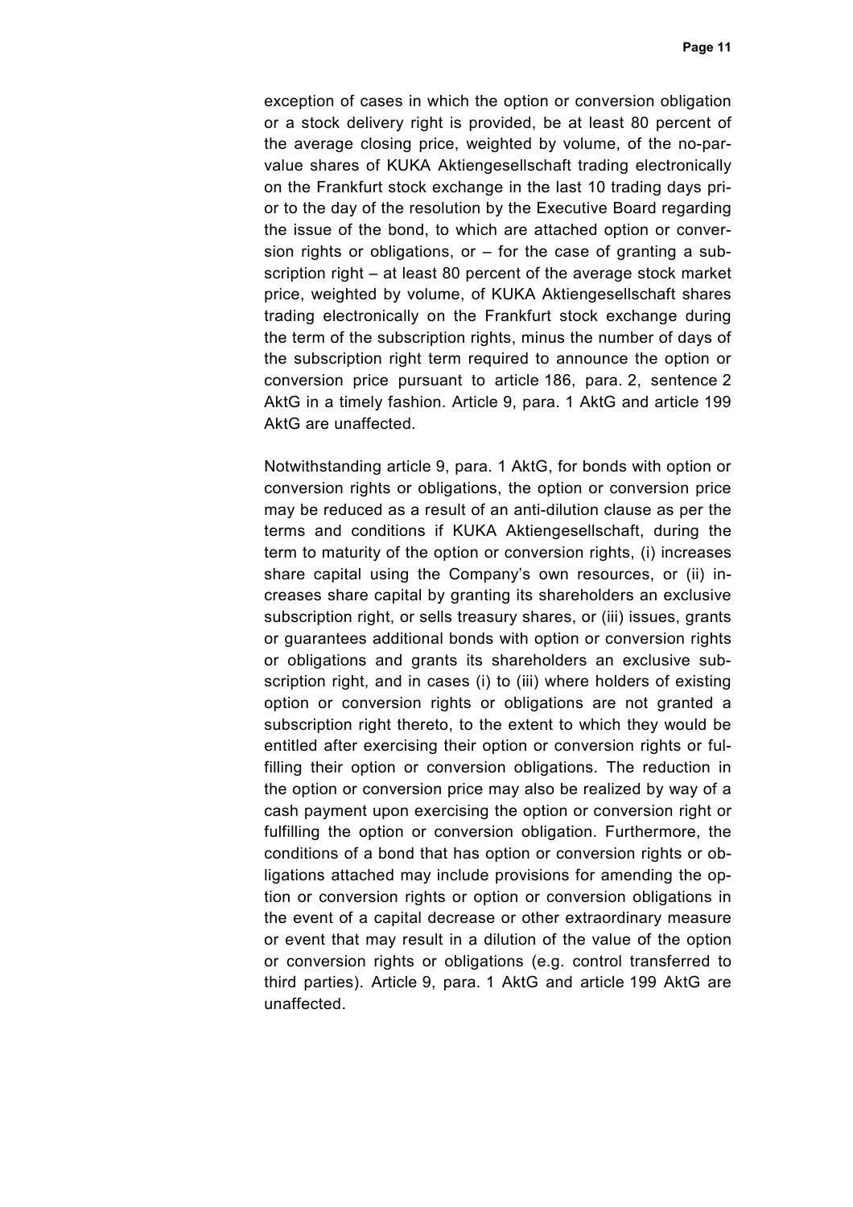exception of cases in which the option or conversion obligation or a stock delivery right is provided, be at least 80 percent of the average closing price, weighted by volume, of the no-par-value shares of KUKA Aktiengesellschaft trading electronically on the Frankfurt stock exchange in the last 10 trading days prior to the day of the resolution by the Executive Board regarding the issue of the bond, to which are attached option or conversion rights or obligations, or – for the case of granting a subscription right – at least 80 percent of the average stock market price, weighted by volume, of KUKA Aktiengesellschaft shares trading electronically on the Frankfurt stock exchange during the term of the subscription rights, minus the number of days of the subscription right term required to announce the option or conversion price pursuant to article 186, para. 2, sentence 2 AktG in a timely fashion. Article 9, para. 1 AktG and article 199 AktG are unaffected.

Notwithstanding article 9, para. 1 AktG, for bonds with option or conversion rights or obligations, the option or conversion price may be reduced as a result of an anti-dilution clause as per the terms and conditions if KUKA Aktiengesellschaft, during the term to maturity of the option or conversion rights, (i) increases share capital using the Company's own resources, or (ii) increases share capital by granting its shareholders an exclusive subscription right, or sells treasury shares, or (iii) issues, grants or guarantees additional bonds with option or conversion rights or obligations and grants its shareholders an exclusive subscription right, and in cases (i) to (iii) where holders of existing option or conversion rights or obligations are not granted a subscription right thereto, to the extent to which they would be entitled after exercising their option or conversion rights or fulfilling their option or conversion obligations. The reduction in the option or conversion price may also be realized by way of a cash payment upon exercising the option or conversion right or fulfilling the option or conversion obligation. Furthermore, the conditions of a bond that has option or conversion rights or obligations attached may include provisions for amending the option or conversion rights or option or conversion obligations in the event of a capital decrease or other extraordinary measure or event that may result in a dilution of the value of the option or conversion rights or obligations (e.g. control transferred to third parties). Article 9, para. 1 AktG and article 199 AktG are unaffected.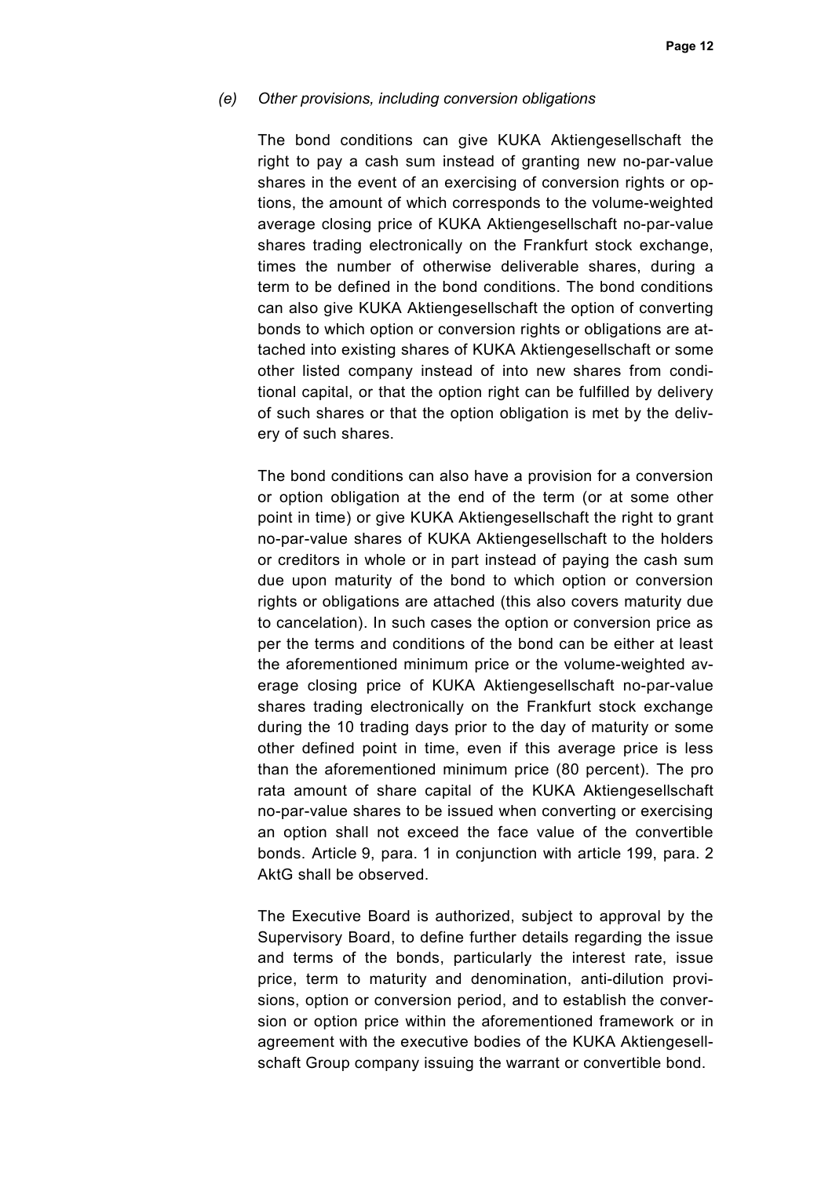*(e) Other provisions, including conversion obligations*

The bond conditions can give KUKA Aktiengesellschaft the right to pay a cash sum instead of granting new no-par-value shares in the event of an exercising of conversion rights or options, the amount of which corresponds to the volume-weighted average closing price of KUKA Aktiengesellschaft no-par-value shares trading electronically on the Frankfurt stock exchange, times the number of otherwise deliverable shares, during a term to be defined in the bond conditions. The bond conditions can also give KUKA Aktiengesellschaft the option of converting bonds to which option or conversion rights or obligations are attached into existing shares of KUKA Aktiengesellschaft or some other listed company instead of into new shares from conditional capital, or that the option right can be fulfilled by delivery of such shares or that the option obligation is met by the delivery of such shares.

The bond conditions can also have a provision for a conversion or option obligation at the end of the term (or at some other point in time) or give KUKA Aktiengesellschaft the right to grant no-par-value shares of KUKA Aktiengesellschaft to the holders or creditors in whole or in part instead of paying the cash sum due upon maturity of the bond to which option or conversion rights or obligations are attached (this also covers maturity due to cancelation). In such cases the option or conversion price as per the terms and conditions of the bond can be either at least the aforementioned minimum price or the volume-weighted average closing price of KUKA Aktiengesellschaft no-par-value shares trading electronically on the Frankfurt stock exchange during the 10 trading days prior to the day of maturity or some other defined point in time, even if this average price is less than the aforementioned minimum price (80 percent). The pro rata amount of share capital of the KUKA Aktiengesellschaft no-par-value shares to be issued when converting or exercising an option shall not exceed the face value of the convertible bonds. Article 9, para. 1 in conjunction with article 199, para. 2 AktG shall be observed.

The Executive Board is authorized, subject to approval by the Supervisory Board, to define further details regarding the issue and terms of the bonds, particularly the interest rate, issue price, term to maturity and denomination, anti-dilution provisions, option or conversion period, and to establish the conversion or option price within the aforementioned framework or in agreement with the executive bodies of the KUKA Aktiengesellschaft Group company issuing the warrant or convertible bond.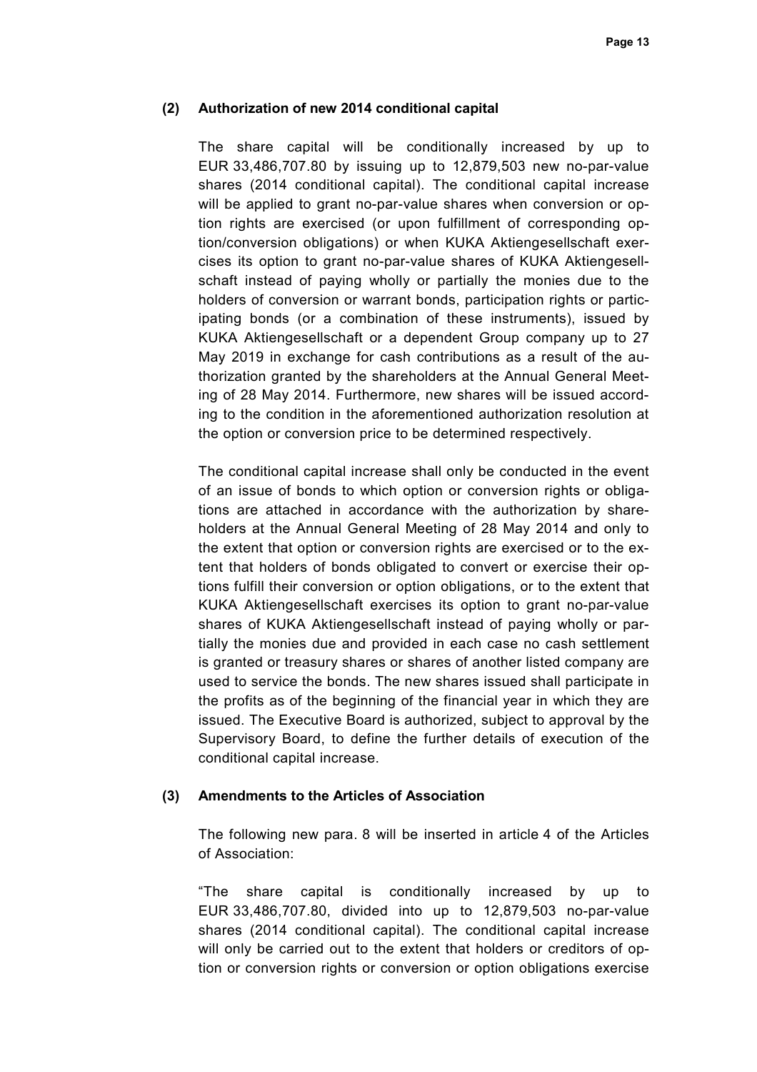#### (2) Authorization of new 2014 conditional capital

The share capital will be conditionally increased by up to EUR 33,486,707.80 by issuing up to 12,879,503 new no-par-value shares (2014 conditional capital). The conditional capital increase will be applied to grant no-par-value shares when conversion or option rights are exercised (or upon fulfillment of corresponding option/conversion obligations) or when KUKA Aktiengesellschaft exercises its option to grant no-par-value shares of KUKA Aktiengesellschaft instead of paying wholly or partially the monies due to the holders of conversion or warrant bonds, participation rights or participating bonds (or a combination of these instruments), issued by KUKA Aktiengesellschaft or a dependent Group company up to 27 May 2019 in exchange for cash contributions as a result of the authorization granted by the shareholders at the Annual General Meeting of 28 May 2014. Furthermore, new shares will be issued according to the condition in the aforementioned authorization resolution at the option or conversion price to be determined respectively.

The conditional capital increase shall only be conducted in the event of an issue of bonds to which option or conversion rights or obligations are attached in accordance with the authorization by shareholders at the Annual General Meeting of 28 May 2014 and only to the extent that option or conversion rights are exercised or to the extent that holders of bonds obligated to convert or exercise their options fulfill their conversion or option obligations, or to the extent that KUKA Aktiengesellschaft exercises its option to grant no-par-value shares of KUKA Aktiengesellschaft instead of paying wholly or partially the monies due and provided in each case no cash settlement is granted or treasury shares or shares of another listed company are used to service the bonds. The new shares issued shall participate in the profits as of the beginning of the financial year in which they are issued. The Executive Board is authorized, subject to approval by the Supervisory Board, to define the further details of execution of the conditional capital increase.

#### (3) Amendments to the Articles of Association

The following new para. 8 will be inserted in article 4 of the Articles of Association:

"The share capital is conditionally increased by up to EUR 33,486,707.80, divided into up to 12,879,503 no-par-value shares (2014 conditional capital). The conditional capital increase will only be carried out to the extent that holders or creditors of option or conversion rights or conversion or option obligations exercise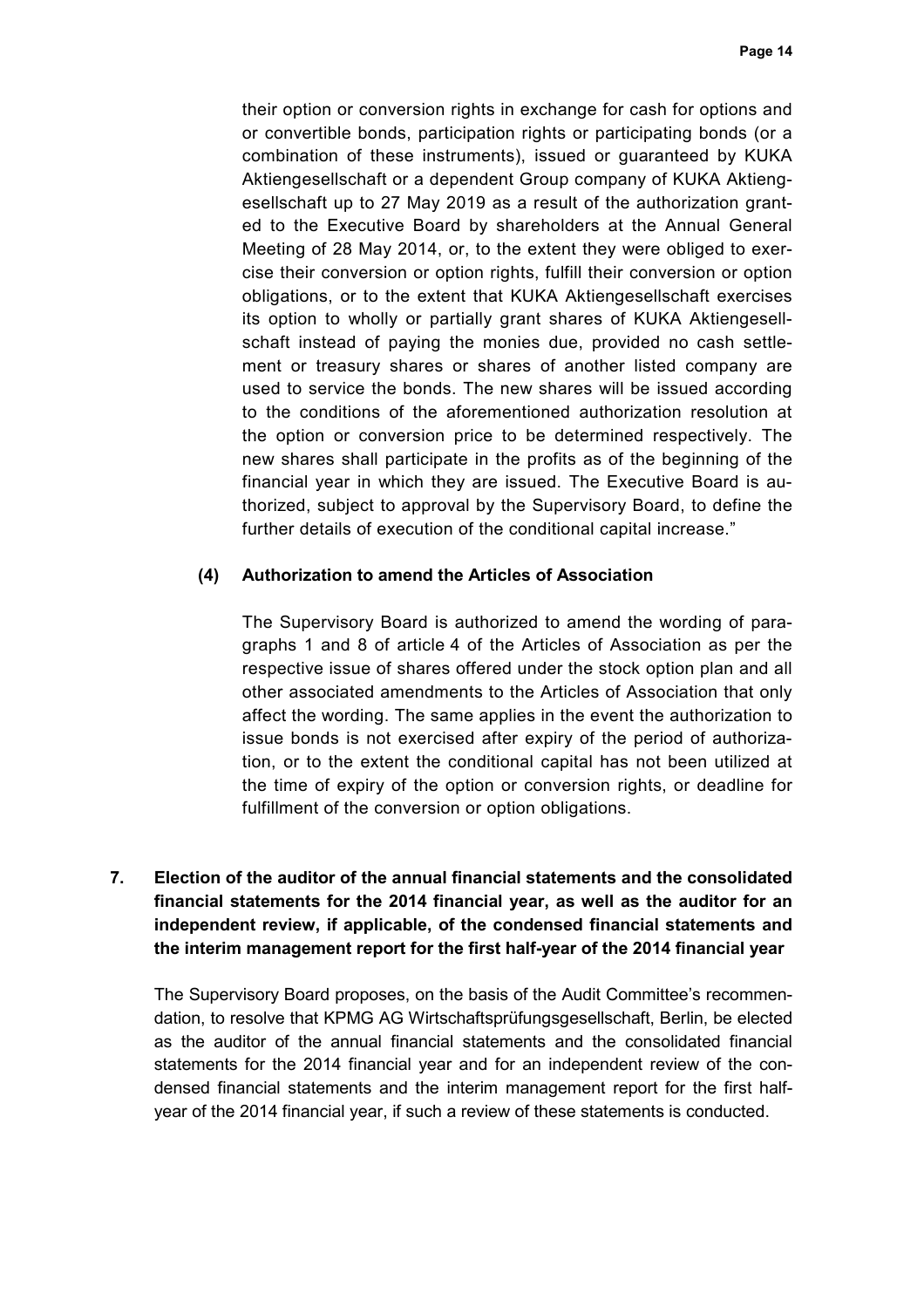their option or conversion rights in exchange for cash for options and or convertible bonds, participation rights or participating bonds (or a combination of these instruments), issued or guaranteed by KUKA Aktiengesellschaft or a dependent Group company of KUKA Aktiengesellschaft up to 27 May 2019 as a result of the authorization granted to the Executive Board by shareholders at the Annual General Meeting of 28 May 2014, or, to the extent they were obliged to exercise their conversion or option rights, fulfill their conversion or option obligations, or to the extent that KUKA Aktiengesellschaft exercises its option to wholly or partially grant shares of KUKA Aktiengesellschaft instead of paying the monies due, provided no cash settlement or treasury shares or shares of another listed company are used to service the bonds. The new shares will be issued according to the conditions of the aforementioned authorization resolution at the option or conversion price to be determined respectively. The new shares shall participate in the profits as of the beginning of the financial year in which they are issued. The Executive Board is authorized, subject to approval by the Supervisory Board, to define the further details of execution of the conditional capital increase."

**(4) Authorization to amend the Articles of Association**

The Supervisory Board is authorized to amend the wording of paragraphs 1 and 8 of article 4 of the Articles of Association as per the respective issue of shares offered under the stock option plan and all other associated amendments to the Articles of Association that only affect the wording. The same applies in the event the authorization to issue bonds is not exercised after expiry of the period of authorization, or to the extent the conditional capital has not been utilized at the time of expiry of the option or conversion rights, or deadline for fulfillment of the conversion or option obligations.

## 7. Election of the auditor of the annual financial statements and the consolidated financial statements for the 2014 financial year, as well as the auditor for an independent review, if applicable, of the condensed financial statements and the interim management report for the first half-year of the 2014 financial year

The Supervisory Board proposes, on the basis of the Audit Committee's recommendation, to resolve that KPMG AG Wirtschaftsprüfungsgesellschaft, Berlin, be elected as the auditor of the annual financial statements and the consolidated financial statements for the 2014 financial year and for an independent review of the condensed financial statements and the interim management report for the first half-year of the 2014 financial year, if such a review of these statements is conducted.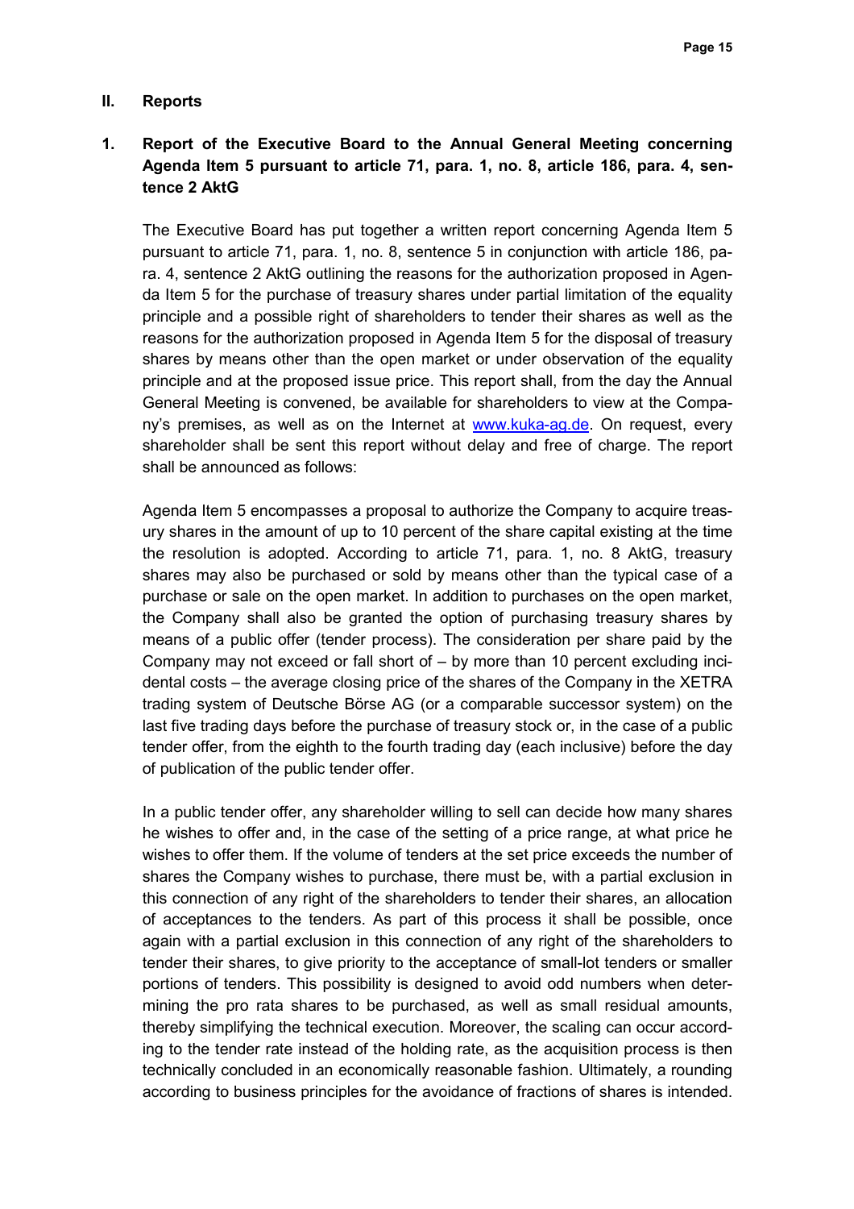## II. Reports

### 1. Report of the Executive Board to the Annual General Meeting concerning Agenda Item 5 pursuant to article 71, para. 1, no. 8, article 186, para. 4, sentence 2 AktG

The Executive Board has put together a written report concerning Agenda Item 5 pursuant to article 71, para. 1, no. 8, sentence 5 in conjunction with article 186, para. 4, sentence 2 AktG outlining the reasons for the authorization proposed in Agenda Item 5 for the purchase of treasury shares under partial limitation of the equality principle and a possible right of shareholders to tender their shares as well as the reasons for the authorization proposed in Agenda Item 5 for the disposal of treasury shares by means other than the open market or under observation of the equality principle and at the proposed issue price. This report shall, from the day the Annual General Meeting is convened, be available for shareholders to view at the Company's premises, as well as on the Internet at www.kuka-ag.de. On request, every shareholder shall be sent this report without delay and free of charge. The report shall be announced as follows:

Agenda Item 5 encompasses a proposal to authorize the Company to acquire treasury shares in the amount of up to 10 percent of the share capital existing at the time the resolution is adopted. According to article 71, para. 1, no. 8 AktG, treasury shares may also be purchased or sold by means other than the typical case of a purchase or sale on the open market. In addition to purchases on the open market, the Company shall also be granted the option of purchasing treasury shares by means of a public offer (tender process). The consideration per share paid by the Company may not exceed or fall short of – by more than 10 percent excluding incidental costs – the average closing price of the shares of the Company in the XETRA trading system of Deutsche Börse AG (or a comparable successor system) on the last five trading days before the purchase of treasury stock or, in the case of a public tender offer, from the eighth to the fourth trading day (each inclusive) before the day of publication of the public tender offer.

In a public tender offer, any shareholder willing to sell can decide how many shares he wishes to offer and, in the case of the setting of a price range, at what price he wishes to offer them. If the volume of tenders at the set price exceeds the number of shares the Company wishes to purchase, there must be, with a partial exclusion in this connection of any right of the shareholders to tender their shares, an allocation of acceptances to the tenders. As part of this process it shall be possible, once again with a partial exclusion in this connection of any right of the shareholders to tender their shares, to give priority to the acceptance of small-lot tenders or smaller portions of tenders. This possibility is designed to avoid odd numbers when determining the pro rata shares to be purchased, as well as small residual amounts, thereby simplifying the technical execution. Moreover, the scaling can occur according to the tender rate instead of the holding rate, as the acquisition process is then technically concluded in an economically reasonable fashion. Ultimately, a rounding according to business principles for the avoidance of fractions of shares is intended.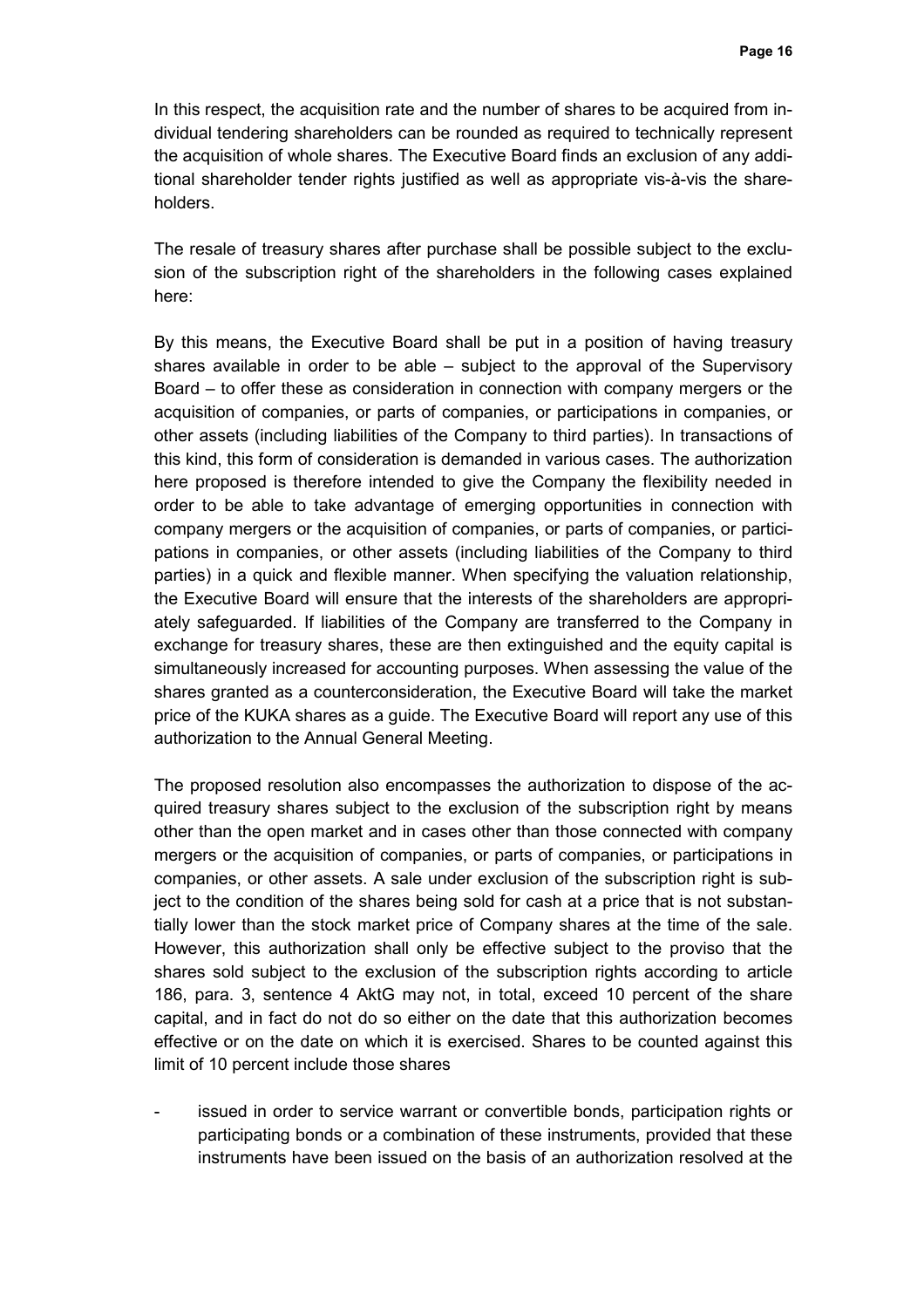In this respect, the acquisition rate and the number of shares to be acquired from individual tendering shareholders can be rounded as required to technically represent the acquisition of whole shares. The Executive Board finds an exclusion of any additional shareholder tender rights justified as well as appropriate vis-à-vis the shareholders.

The resale of treasury shares after purchase shall be possible subject to the exclusion of the subscription right of the shareholders in the following cases explained here:

By this means, the Executive Board shall be put in a position of having treasury shares available in order to be able – subject to the approval of the Supervisory Board – to offer these as consideration in connection with company mergers or the acquisition of companies, or parts of companies, or participations in companies, or other assets (including liabilities of the Company to third parties). In transactions of this kind, this form of consideration is demanded in various cases. The authorization here proposed is therefore intended to give the Company the flexibility needed in order to be able to take advantage of emerging opportunities in connection with company mergers or the acquisition of companies, or parts of companies, or participations in companies, or other assets (including liabilities of the Company to third parties) in a quick and flexible manner. When specifying the valuation relationship, the Executive Board will ensure that the interests of the shareholders are appropriately safeguarded. If liabilities of the Company are transferred to the Company in exchange for treasury shares, these are then extinguished and the equity capital is simultaneously increased for accounting purposes. When assessing the value of the shares granted as a counterconsideration, the Executive Board will take the market price of the KUKA shares as a guide. The Executive Board will report any use of this authorization to the Annual General Meeting.

The proposed resolution also encompasses the authorization to dispose of the acquired treasury shares subject to the exclusion of the subscription right by means other than the open market and in cases other than those connected with company mergers or the acquisition of companies, or parts of companies, or participations in companies, or other assets. A sale under exclusion of the subscription right is subject to the condition of the shares being sold for cash at a price that is not substantially lower than the stock market price of Company shares at the time of the sale. However, this authorization shall only be effective subject to the proviso that the shares sold subject to the exclusion of the subscription rights according to article 186, para. 3, sentence 4 AktG may not, in total, exceed 10 percent of the share capital, and in fact do not do so either on the date that this authorization becomes effective or on the date on which it is exercised. Shares to be counted against this limit of 10 percent include those shares

- issued in order to service warrant or convertible bonds, participation rights or participating bonds or a combination of these instruments, provided that these instruments have been issued on the basis of an authorization resolved at the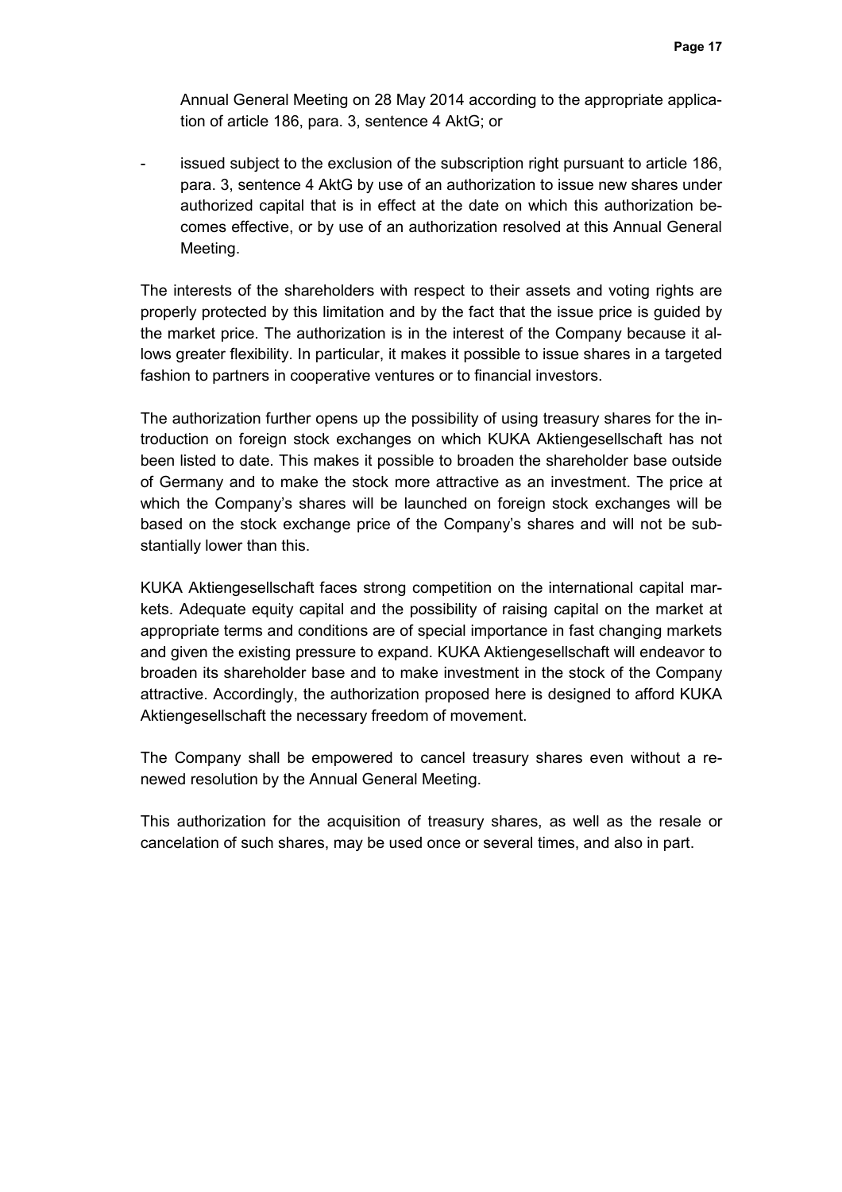Annual General Meeting on 28 May 2014 according to the appropriate application of article 186, para. 3, sentence 4 AktG; or

- issued subject to the exclusion of the subscription right pursuant to article 186, para. 3, sentence 4 AktG by use of an authorization to issue new shares under authorized capital that is in effect at the date on which this authorization becomes effective, or by use of an authorization resolved at this Annual General Meeting.

The interests of the shareholders with respect to their assets and voting rights are properly protected by this limitation and by the fact that the issue price is guided by the market price. The authorization is in the interest of the Company because it allows greater flexibility. In particular, it makes it possible to issue shares in a targeted fashion to partners in cooperative ventures or to financial investors.

The authorization further opens up the possibility of using treasury shares for the introduction on foreign stock exchanges on which KUKA Aktiengesellschaft has not been listed to date. This makes it possible to broaden the shareholder base outside of Germany and to make the stock more attractive as an investment. The price at which the Company's shares will be launched on foreign stock exchanges will be based on the stock exchange price of the Company's shares and will not be substantially lower than this.

KUKA Aktiengesellschaft faces strong competition on the international capital markets. Adequate equity capital and the possibility of raising capital on the market at appropriate terms and conditions are of special importance in fast changing markets and given the existing pressure to expand. KUKA Aktiengesellschaft will endeavor to broaden its shareholder base and to make investment in the stock of the Company attractive. Accordingly, the authorization proposed here is designed to afford KUKA Aktiengesellschaft the necessary freedom of movement.

The Company shall be empowered to cancel treasury shares even without a renewed resolution by the Annual General Meeting.

This authorization for the acquisition of treasury shares, as well as the resale or cancelation of such shares, may be used once or several times, and also in part.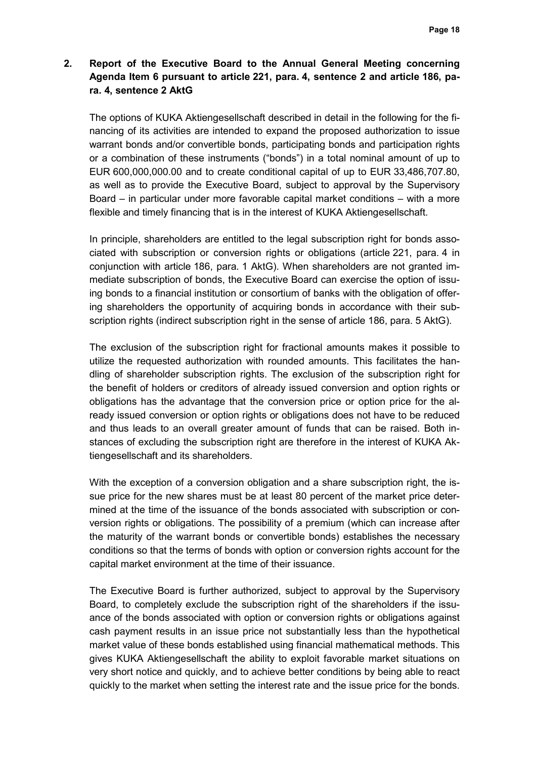## 2. Report of the Executive Board to the Annual General Meeting concerning Agenda Item 6 pursuant to article 221, para. 4, sentence 2 and article 186, para. 4, sentence 2 AktG

The options of KUKA Aktiengesellschaft described in detail in the following for the financing of its activities are intended to expand the proposed authorization to issue warrant bonds and/or convertible bonds, participating bonds and participation rights or a combination of these instruments ("bonds") in a total nominal amount of up to EUR 600,000,000.00 and to create conditional capital of up to EUR 33,486,707.80, as well as to provide the Executive Board, subject to approval by the Supervisory Board – in particular under more favorable capital market conditions – with a more flexible and timely financing that is in the interest of KUKA Aktiengesellschaft.

In principle, shareholders are entitled to the legal subscription right for bonds associated with subscription or conversion rights or obligations (article 221, para. 4 in conjunction with article 186, para. 1 AktG). When shareholders are not granted immediate subscription of bonds, the Executive Board can exercise the option of issuing bonds to a financial institution or consortium of banks with the obligation of offering shareholders the opportunity of acquiring bonds in accordance with their subscription rights (indirect subscription right in the sense of article 186, para. 5 AktG).

The exclusion of the subscription right for fractional amounts makes it possible to utilize the requested authorization with rounded amounts. This facilitates the handling of shareholder subscription rights. The exclusion of the subscription right for the benefit of holders or creditors of already issued conversion and option rights or obligations has the advantage that the conversion price or option price for the already issued conversion or option rights or obligations does not have to be reduced and thus leads to an overall greater amount of funds that can be raised. Both instances of excluding the subscription right are therefore in the interest of KUKA Aktiengesellschaft and its shareholders.

With the exception of a conversion obligation and a share subscription right, the issue price for the new shares must be at least 80 percent of the market price determined at the time of the issuance of the bonds associated with subscription or conversion rights or obligations. The possibility of a premium (which can increase after the maturity of the warrant bonds or convertible bonds) establishes the necessary conditions so that the terms of bonds with option or conversion rights account for the capital market environment at the time of their issuance.

The Executive Board is further authorized, subject to approval by the Supervisory Board, to completely exclude the subscription right of the shareholders if the issuance of the bonds associated with option or conversion rights or obligations against cash payment results in an issue price not substantially less than the hypothetical market value of these bonds established using financial mathematical methods. This gives KUKA Aktiengesellschaft the ability to exploit favorable market situations on very short notice and quickly, and to achieve better conditions by being able to react quickly to the market when setting the interest rate and the issue price for the bonds.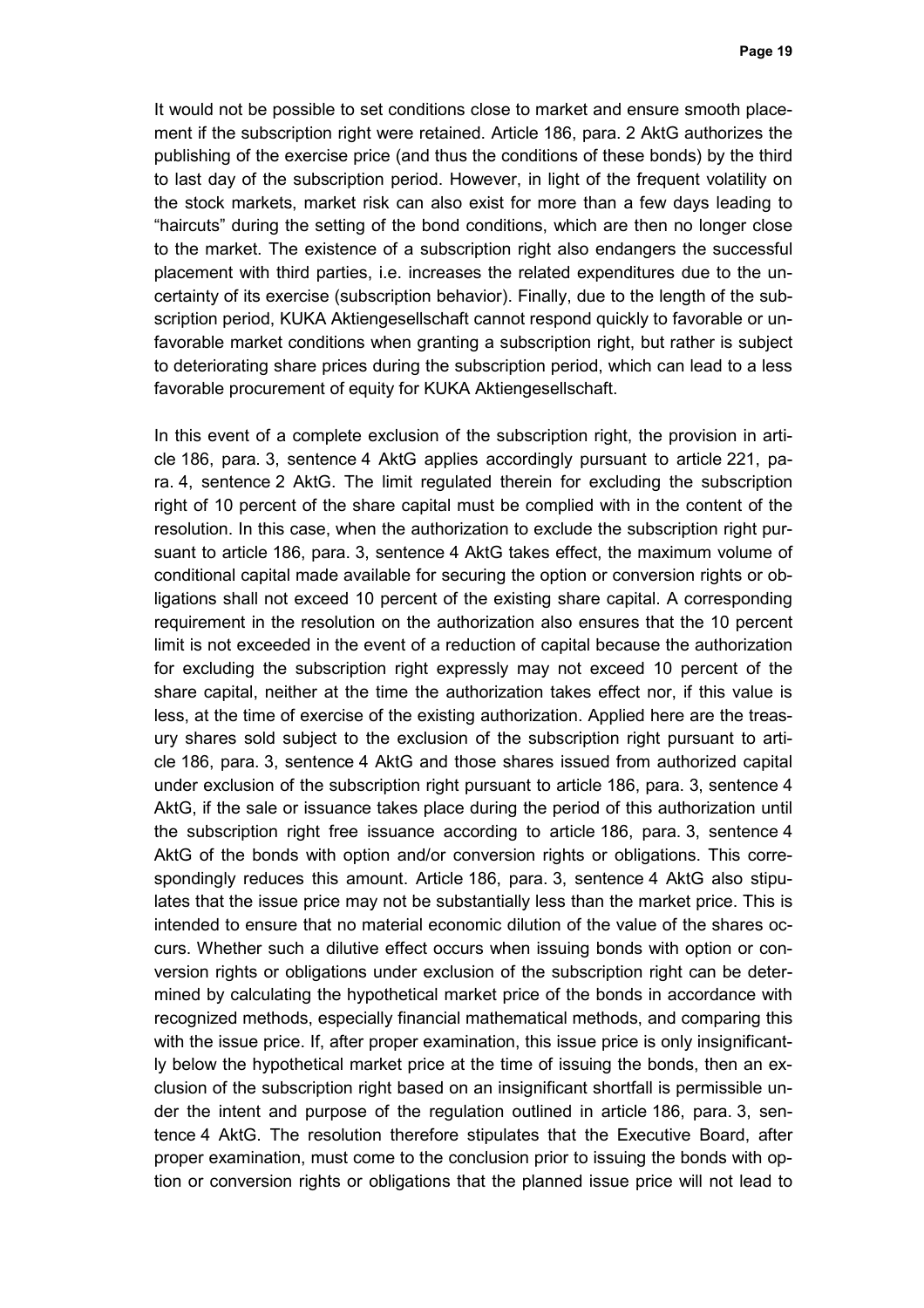It would not be possible to set conditions close to market and ensure smooth placement if the subscription right were retained. Article 186, para. 2 AktG authorizes the publishing of the exercise price (and thus the conditions of these bonds) by the third to last day of the subscription period. However, in light of the frequent volatility on the stock markets, market risk can also exist for more than a few days leading to "haircuts" during the setting of the bond conditions, which are then no longer close to the market. The existence of a subscription right also endangers the successful placement with third parties, i.e. increases the related expenditures due to the uncertainty of its exercise (subscription behavior). Finally, due to the length of the subscription period, KUKA Aktiengesellschaft cannot respond quickly to favorable or unfavorable market conditions when granting a subscription right, but rather is subject to deteriorating share prices during the subscription period, which can lead to a less favorable procurement of equity for KUKA Aktiengesellschaft.

In this event of a complete exclusion of the subscription right, the provision in article 186, para. 3, sentence 4 AktG applies accordingly pursuant to article 221, para. 4, sentence 2 AktG. The limit regulated therein for excluding the subscription right of 10 percent of the share capital must be complied with in the content of the resolution. In this case, when the authorization to exclude the subscription right pursuant to article 186, para. 3, sentence 4 AktG takes effect, the maximum volume of conditional capital made available for securing the option or conversion rights or obligations shall not exceed 10 percent of the existing share capital. A corresponding requirement in the resolution on the authorization also ensures that the 10 percent limit is not exceeded in the event of a reduction of capital because the authorization for excluding the subscription right expressly may not exceed 10 percent of the share capital, neither at the time the authorization takes effect nor, if this value is less, at the time of exercise of the existing authorization. Applied here are the treasury shares sold subject to the exclusion of the subscription right pursuant to article 186, para. 3, sentence 4 AktG and those shares issued from authorized capital under exclusion of the subscription right pursuant to article 186, para. 3, sentence 4 AktG, if the sale or issuance takes place during the period of this authorization until the subscription right free issuance according to article 186, para. 3, sentence 4 AktG of the bonds with option and/or conversion rights or obligations. This correspondingly reduces this amount. Article 186, para. 3, sentence 4 AktG also stipulates that the issue price may not be substantially less than the market price. This is intended to ensure that no material economic dilution of the value of the shares occurs. Whether such a dilutive effect occurs when issuing bonds with option or conversion rights or obligations under exclusion of the subscription right can be determined by calculating the hypothetical market price of the bonds in accordance with recognized methods, especially financial mathematical methods, and comparing this with the issue price. If, after proper examination, this issue price is only insignificantly below the hypothetical market price at the time of issuing the bonds, then an exclusion of the subscription right based on an insignificant shortfall is permissible under the intent and purpose of the regulation outlined in article 186, para. 3, sentence 4 AktG. The resolution therefore stipulates that the Executive Board, after proper examination, must come to the conclusion prior to issuing the bonds with option or conversion rights or obligations that the planned issue price will not lead to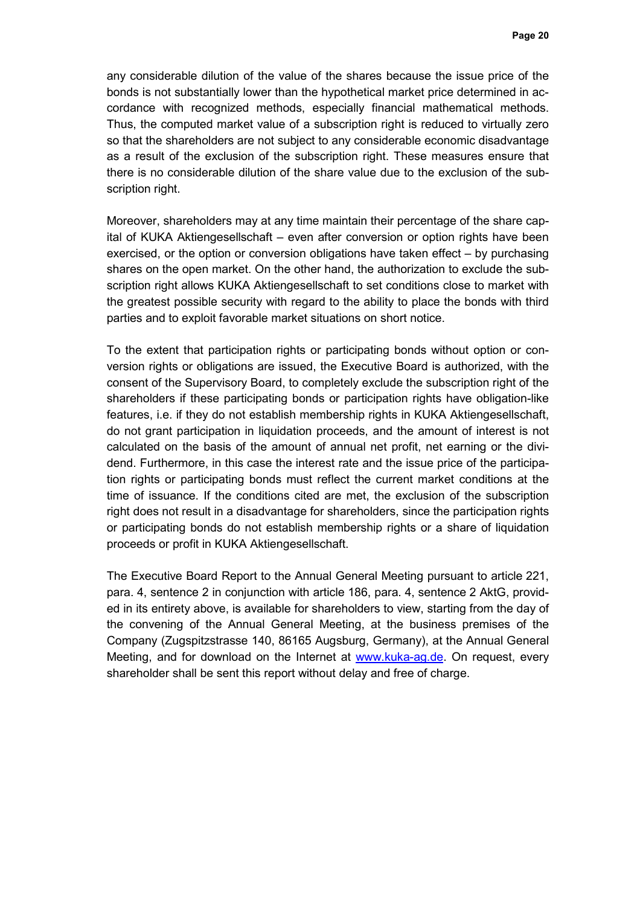any considerable dilution of the value of the shares because the issue price of the bonds is not substantially lower than the hypothetical market price determined in accordance with recognized methods, especially financial mathematical methods. Thus, the computed market value of a subscription right is reduced to virtually zero so that the shareholders are not subject to any considerable economic disadvantage as a result of the exclusion of the subscription right. These measures ensure that there is no considerable dilution of the share value due to the exclusion of the subscription right.

Moreover, shareholders may at any time maintain their percentage of the share capital of KUKA Aktiengesellschaft – even after conversion or option rights have been exercised, or the option or conversion obligations have taken effect – by purchasing shares on the open market. On the other hand, the authorization to exclude the subscription right allows KUKA Aktiengesellschaft to set conditions close to market with the greatest possible security with regard to the ability to place the bonds with third parties and to exploit favorable market situations on short notice.

To the extent that participation rights or participating bonds without option or conversion rights or obligations are issued, the Executive Board is authorized, with the consent of the Supervisory Board, to completely exclude the subscription right of the shareholders if these participating bonds or participation rights have obligation-like features, i.e. if they do not establish membership rights in KUKA Aktiengesellschaft, do not grant participation in liquidation proceeds, and the amount of interest is not calculated on the basis of the amount of annual net profit, net earning or the dividend. Furthermore, in this case the interest rate and the issue price of the participation rights or participating bonds must reflect the current market conditions at the time of issuance. If the conditions cited are met, the exclusion of the subscription right does not result in a disadvantage for shareholders, since the participation rights or participating bonds do not establish membership rights or a share of liquidation proceeds or profit in KUKA Aktiengesellschaft.

The Executive Board Report to the Annual General Meeting pursuant to article 221, para. 4, sentence 2 in conjunction with article 186, para. 4, sentence 2 AktG, provided in its entirety above, is available for shareholders to view, starting from the day of the convening of the Annual General Meeting, at the business premises of the Company (Zugspitzstrasse 140, 86165 Augsburg, Germany), at the Annual General Meeting, and for download on the Internet at www.kuka-ag.de. On request, every shareholder shall be sent this report without delay and free of charge.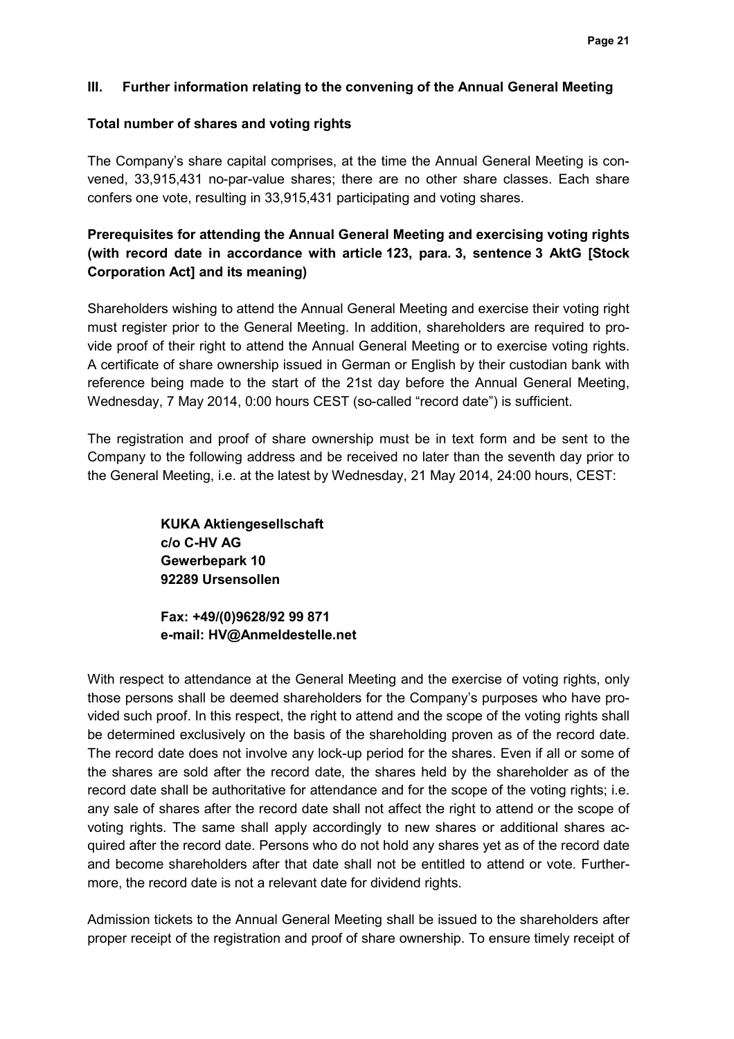## III. Further information relating to the convening of the Annual General Meeting

### Total number of shares and voting rights

The Company's share capital comprises, at the time the Annual General Meeting is convened, 33,915,431 no-par-value shares; there are no other share classes. Each share confers one vote, resulting in 33,915,431 participating and voting shares.

### Prerequisites for attending the Annual General Meeting and exercising voting rights (with record date in accordance with article 123, para. 3, sentence 3 AktG [Stock Corporation Act] and its meaning)

Shareholders wishing to attend the Annual General Meeting and exercise their voting right must register prior to the General Meeting. In addition, shareholders are required to provide proof of their right to attend the Annual General Meeting or to exercise voting rights. A certificate of share ownership issued in German or English by their custodian bank with reference being made to the start of the 21st day before the Annual General Meeting, Wednesday, 7 May 2014, 0:00 hours CEST (so-called "record date") is sufficient.

The registration and proof of share ownership must be in text form and be sent to the Company to the following address and be received no later than the seventh day prior to the General Meeting, i.e. at the latest by Wednesday, 21 May 2014, 24:00 hours, CEST:

**KUKA Aktiengesellschaft**
**c/o C-HV AG**
**Gewerbepark 10**
**92289 Ursensollen**

**Fax: +49/(0)9628/92 99 871**
**e-mail: HV@Anmeldestelle.net**

With respect to attendance at the General Meeting and the exercise of voting rights, only those persons shall be deemed shareholders for the Company's purposes who have provided such proof. In this respect, the right to attend and the scope of the voting rights shall be determined exclusively on the basis of the shareholding proven as of the record date. The record date does not involve any lock-up period for the shares. Even if all or some of the shares are sold after the record date, the shares held by the shareholder as of the record date shall be authoritative for attendance and for the scope of the voting rights; i.e. any sale of shares after the record date shall not affect the right to attend or the scope of voting rights. The same shall apply accordingly to new shares or additional shares acquired after the record date. Persons who do not hold any shares yet as of the record date and become shareholders after that date shall not be entitled to attend or vote. Furthermore, the record date is not a relevant date for dividend rights.

Admission tickets to the Annual General Meeting shall be issued to the shareholders after proper receipt of the registration and proof of share ownership. To ensure timely receipt of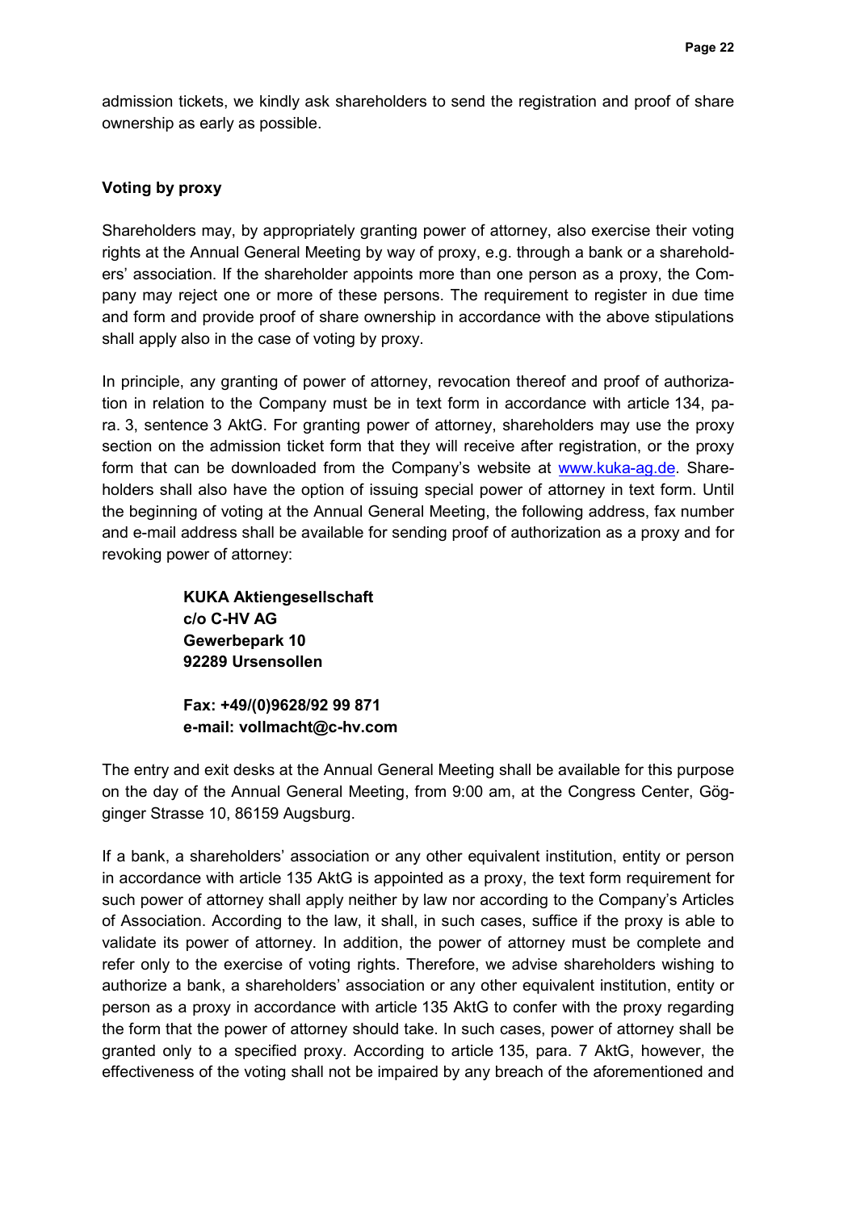admission tickets, we kindly ask shareholders to send the registration and proof of share ownership as early as possible.

**Voting by proxy**

Shareholders may, by appropriately granting power of attorney, also exercise their voting rights at the Annual General Meeting by way of proxy, e.g. through a bank or a shareholders' association. If the shareholder appoints more than one person as a proxy, the Company may reject one or more of these persons. The requirement to register in due time and form and provide proof of share ownership in accordance with the above stipulations shall apply also in the case of voting by proxy.

In principle, any granting of power of attorney, revocation thereof and proof of authorization in relation to the Company must be in text form in accordance with article 134, para. 3, sentence 3 AktG. For granting power of attorney, shareholders may use the proxy section on the admission ticket form that they will receive after registration, or the proxy form that can be downloaded from the Company's website at www.kuka-ag.de. Shareholders shall also have the option of issuing special power of attorney in text form. Until the beginning of voting at the Annual General Meeting, the following address, fax number and e-mail address shall be available for sending proof of authorization as a proxy and for revoking power of attorney:

> **KUKA Aktiengesellschaft**
> **c/o C-HV AG**
> **Gewerbepark 10**
> **92289 Ursensollen**
>
> **Fax: +49/(0)9628/92 99 871**
> **e-mail: vollmacht@c-hv.com**

The entry and exit desks at the Annual General Meeting shall be available for this purpose on the day of the Annual General Meeting, from 9:00 am, at the Congress Center, Gögginger Strasse 10, 86159 Augsburg.

If a bank, a shareholders' association or any other equivalent institution, entity or person in accordance with article 135 AktG is appointed as a proxy, the text form requirement for such power of attorney shall apply neither by law nor according to the Company's Articles of Association. According to the law, it shall, in such cases, suffice if the proxy is able to validate its power of attorney. In addition, the power of attorney must be complete and refer only to the exercise of voting rights. Therefore, we advise shareholders wishing to authorize a bank, a shareholders' association or any other equivalent institution, entity or person as a proxy in accordance with article 135 AktG to confer with the proxy regarding the form that the power of attorney should take. In such cases, power of attorney shall be granted only to a specified proxy. According to article 135, para. 7 AktG, however, the effectiveness of the voting shall not be impaired by any breach of the aforementioned and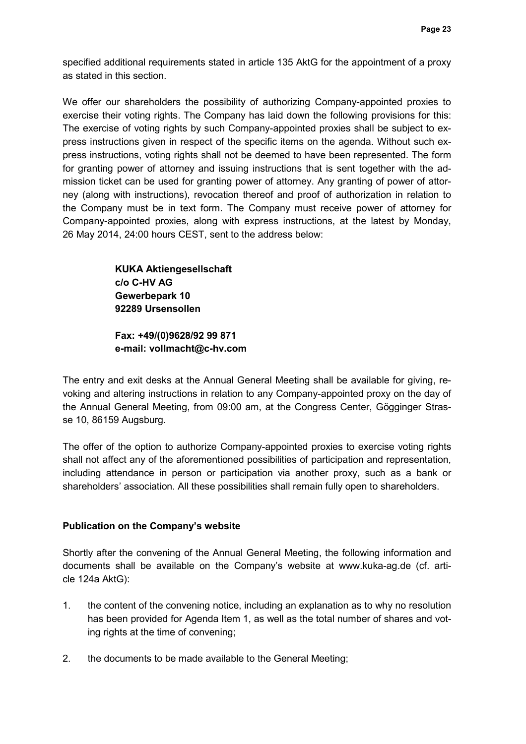specified additional requirements stated in article 135 AktG for the appointment of a proxy as stated in this section.

We offer our shareholders the possibility of authorizing Company-appointed proxies to exercise their voting rights. The Company has laid down the following provisions for this: The exercise of voting rights by such Company-appointed proxies shall be subject to express instructions given in respect of the specific items on the agenda. Without such express instructions, voting rights shall not be deemed to have been represented. The form for granting power of attorney and issuing instructions that is sent together with the admission ticket can be used for granting power of attorney. Any granting of power of attorney (along with instructions), revocation thereof and proof of authorization in relation to the Company must be in text form. The Company must receive power of attorney for Company-appointed proxies, along with express instructions, at the latest by Monday, 26 May 2014, 24:00 hours CEST, sent to the address below:

**KUKA Aktiengesellschaft**
**c/o C-HV AG**
**Gewerbepark 10**
**92289 Ursensollen**

**Fax: +49/(0)9628/92 99 871**
**e-mail: vollmacht@c-hv.com**

The entry and exit desks at the Annual General Meeting shall be available for giving, revoking and altering instructions in relation to any Company-appointed proxy on the day of the Annual General Meeting, from 09:00 am, at the Congress Center, Gögginger Strasse 10, 86159 Augsburg.

The offer of the option to authorize Company-appointed proxies to exercise voting rights shall not affect any of the aforementioned possibilities of participation and representation, including attendance in person or participation via another proxy, such as a bank or shareholders' association. All these possibilities shall remain fully open to shareholders.

**Publication on the Company's website**

Shortly after the convening of the Annual General Meeting, the following information and documents shall be available on the Company's website at www.kuka-ag.de (cf. article 124a AktG):

1. the content of the convening notice, including an explanation as to why no resolution has been provided for Agenda Item 1, as well as the total number of shares and voting rights at the time of convening;
2. the documents to be made available to the General Meeting;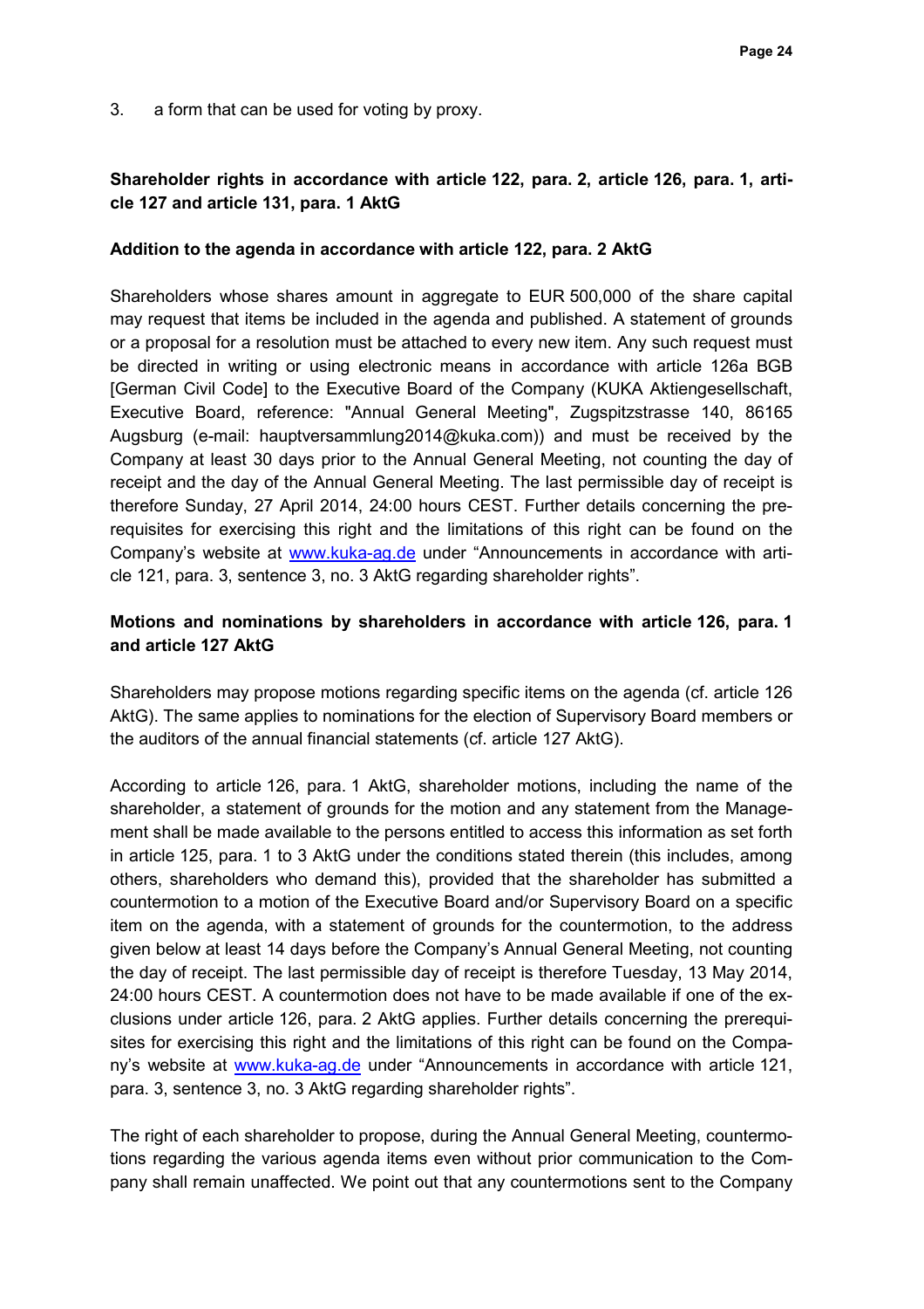3. a form that can be used for voting by proxy.

**Shareholder rights in accordance with article 122, para. 2, article 126, para. 1, article 127 and article 131, para. 1 AktG**

**Addition to the agenda in accordance with article 122, para. 2 AktG**

Shareholders whose shares amount in aggregate to EUR 500,000 of the share capital may request that items be included in the agenda and published. A statement of grounds or a proposal for a resolution must be attached to every new item. Any such request must be directed in writing or using electronic means in accordance with article 126a BGB [German Civil Code] to the Executive Board of the Company (KUKA Aktiengesellschaft, Executive Board, reference: "Annual General Meeting", Zugspitzstrasse 140, 86165 Augsburg (e-mail: hauptversammlung2014@kuka.com)) and must be received by the Company at least 30 days prior to the Annual General Meeting, not counting the day of receipt and the day of the Annual General Meeting. The last permissible day of receipt is therefore Sunday, 27 April 2014, 24:00 hours CEST. Further details concerning the prerequisites for exercising this right and the limitations of this right can be found on the Company's website at www.kuka-ag.de under "Announcements in accordance with article 121, para. 3, sentence 3, no. 3 AktG regarding shareholder rights".

**Motions and nominations by shareholders in accordance with article 126, para. 1 and article 127 AktG**

Shareholders may propose motions regarding specific items on the agenda (cf. article 126 AktG). The same applies to nominations for the election of Supervisory Board members or the auditors of the annual financial statements (cf. article 127 AktG).

According to article 126, para. 1 AktG, shareholder motions, including the name of the shareholder, a statement of grounds for the motion and any statement from the Management shall be made available to the persons entitled to access this information as set forth in article 125, para. 1 to 3 AktG under the conditions stated therein (this includes, among others, shareholders who demand this), provided that the shareholder has submitted a countermotion to a motion of the Executive Board and/or Supervisory Board on a specific item on the agenda, with a statement of grounds for the countermotion, to the address given below at least 14 days before the Company's Annual General Meeting, not counting the day of receipt. The last permissible day of receipt is therefore Tuesday, 13 May 2014, 24:00 hours CEST. A countermotion does not have to be made available if one of the exclusions under article 126, para. 2 AktG applies. Further details concerning the prerequisites for exercising this right and the limitations of this right can be found on the Company's website at www.kuka-ag.de under "Announcements in accordance with article 121, para. 3, sentence 3, no. 3 AktG regarding shareholder rights".

The right of each shareholder to propose, during the Annual General Meeting, countermotions regarding the various agenda items even without prior communication to the Company shall remain unaffected. We point out that any countermotions sent to the Company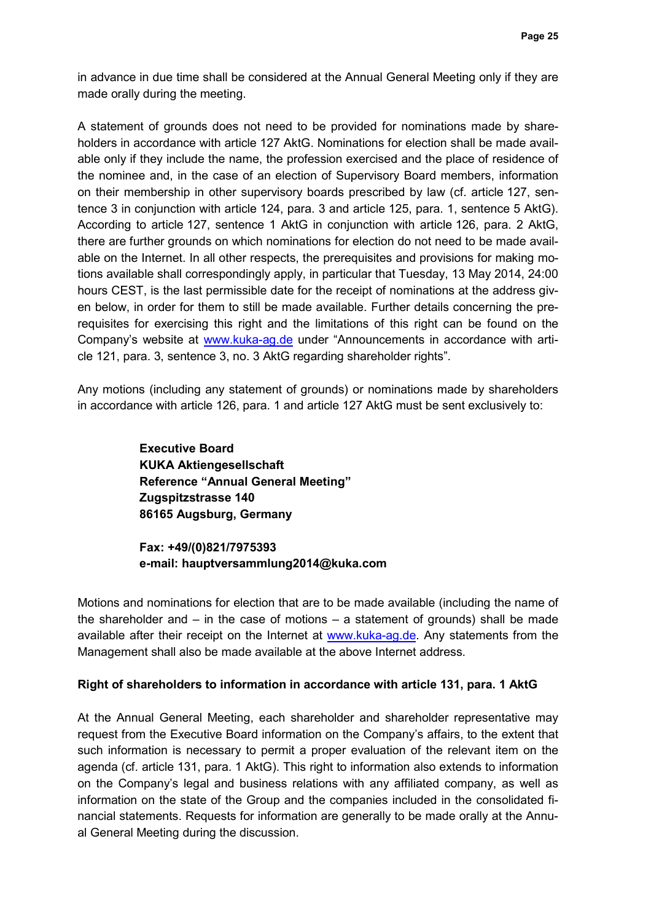in advance in due time shall be considered at the Annual General Meeting only if they are made orally during the meeting.

A statement of grounds does not need to be provided for nominations made by shareholders in accordance with article 127 AktG. Nominations for election shall be made available only if they include the name, the profession exercised and the place of residence of the nominee and, in the case of an election of Supervisory Board members, information on their membership in other supervisory boards prescribed by law (cf. article 127, sentence 3 in conjunction with article 124, para. 3 and article 125, para. 1, sentence 5 AktG). According to article 127, sentence 1 AktG in conjunction with article 126, para. 2 AktG, there are further grounds on which nominations for election do not need to be made available on the Internet. In all other respects, the prerequisites and provisions for making motions available shall correspondingly apply, in particular that Tuesday, 13 May 2014, 24:00 hours CEST, is the last permissible date for the receipt of nominations at the address given below, in order for them to still be made available. Further details concerning the prerequisites for exercising this right and the limitations of this right can be found on the Company's website at www.kuka-ag.de under "Announcements in accordance with article 121, para. 3, sentence 3, no. 3 AktG regarding shareholder rights".

Any motions (including any statement of grounds) or nominations made by shareholders in accordance with article 126, para. 1 and article 127 AktG must be sent exclusively to:

**Executive Board**
**KUKA Aktiengesellschaft**
**Reference "Annual General Meeting"**
**Zugspitzstrasse 140**
**86165 Augsburg, Germany**

**Fax: +49/(0)821/7975393**
**e-mail: hauptversammlung2014@kuka.com**

Motions and nominations for election that are to be made available (including the name of the shareholder and – in the case of motions – a statement of grounds) shall be made available after their receipt on the Internet at www.kuka-ag.de. Any statements from the Management shall also be made available at the above Internet address.

**Right of shareholders to information in accordance with article 131, para. 1 AktG**

At the Annual General Meeting, each shareholder and shareholder representative may request from the Executive Board information on the Company's affairs, to the extent that such information is necessary to permit a proper evaluation of the relevant item on the agenda (cf. article 131, para. 1 AktG). This right to information also extends to information on the Company's legal and business relations with any affiliated company, as well as information on the state of the Group and the companies included in the consolidated financial statements. Requests for information are generally to be made orally at the Annual General Meeting during the discussion.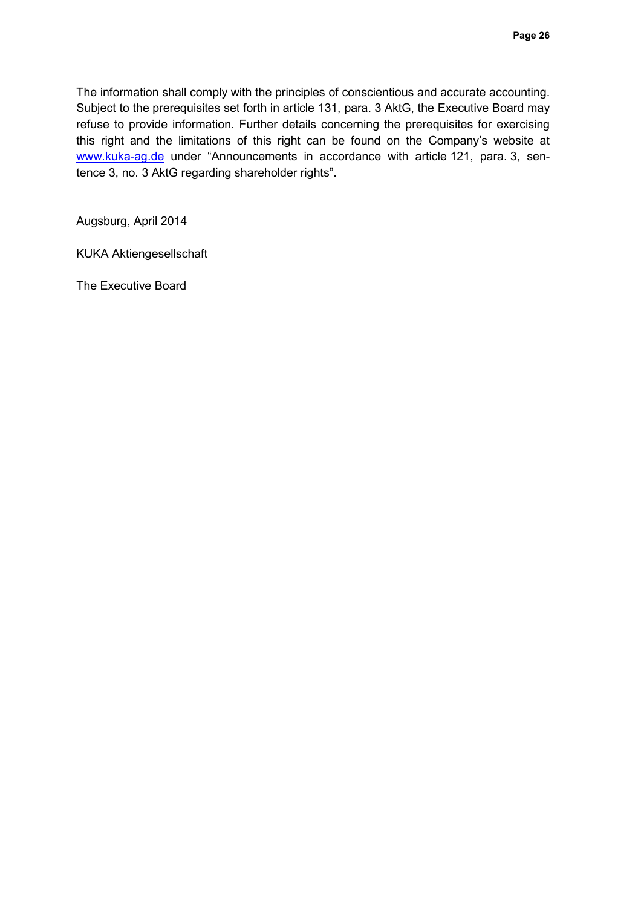The information shall comply with the principles of conscientious and accurate accounting. Subject to the prerequisites set forth in article 131, para. 3 AktG, the Executive Board may refuse to provide information. Further details concerning the prerequisites for exercising this right and the limitations of this right can be found on the Company's website at www.kuka-ag.de under "Announcements in accordance with article 121, para. 3, sentence 3, no. 3 AktG regarding shareholder rights".

Augsburg, April 2014

KUKA Aktiengesellschaft

The Executive Board